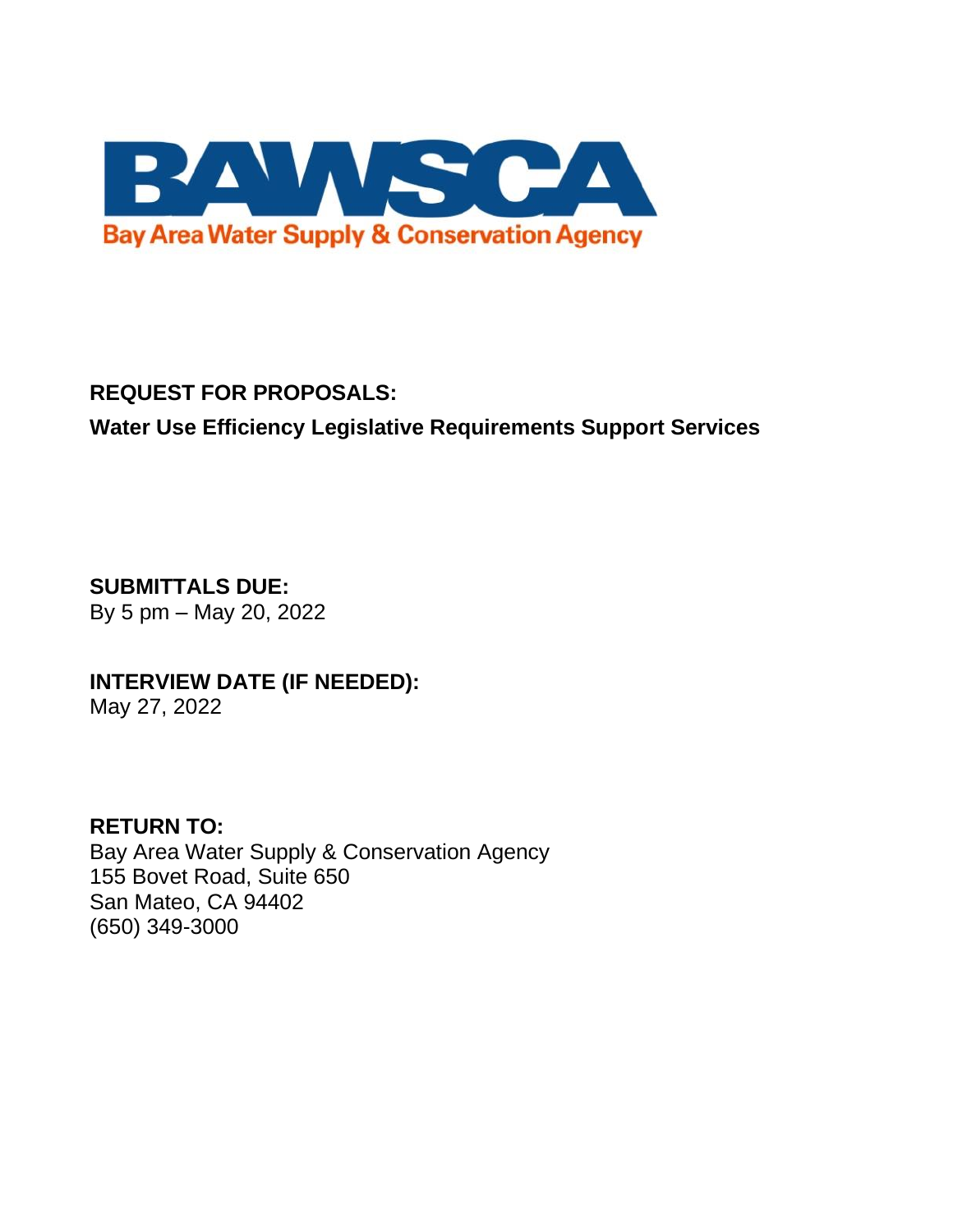**BAWSCA**

Bay Area Water Supply & Conservation Agency

# REQUEST FOR PROPOSALS:

## Water Use Efficiency Legislative Requirements Support Services

**SUBMITTALS DUE:**

By 5 pm – May 20, 2022

**INTERVIEW DATE (IF NEEDED):**

May 27, 2022

**RETURN TO:**

Bay Area Water Supply & Conservation Agency
155 Bovet Road, Suite 650
San Mateo, CA 94402
(650) 349-3000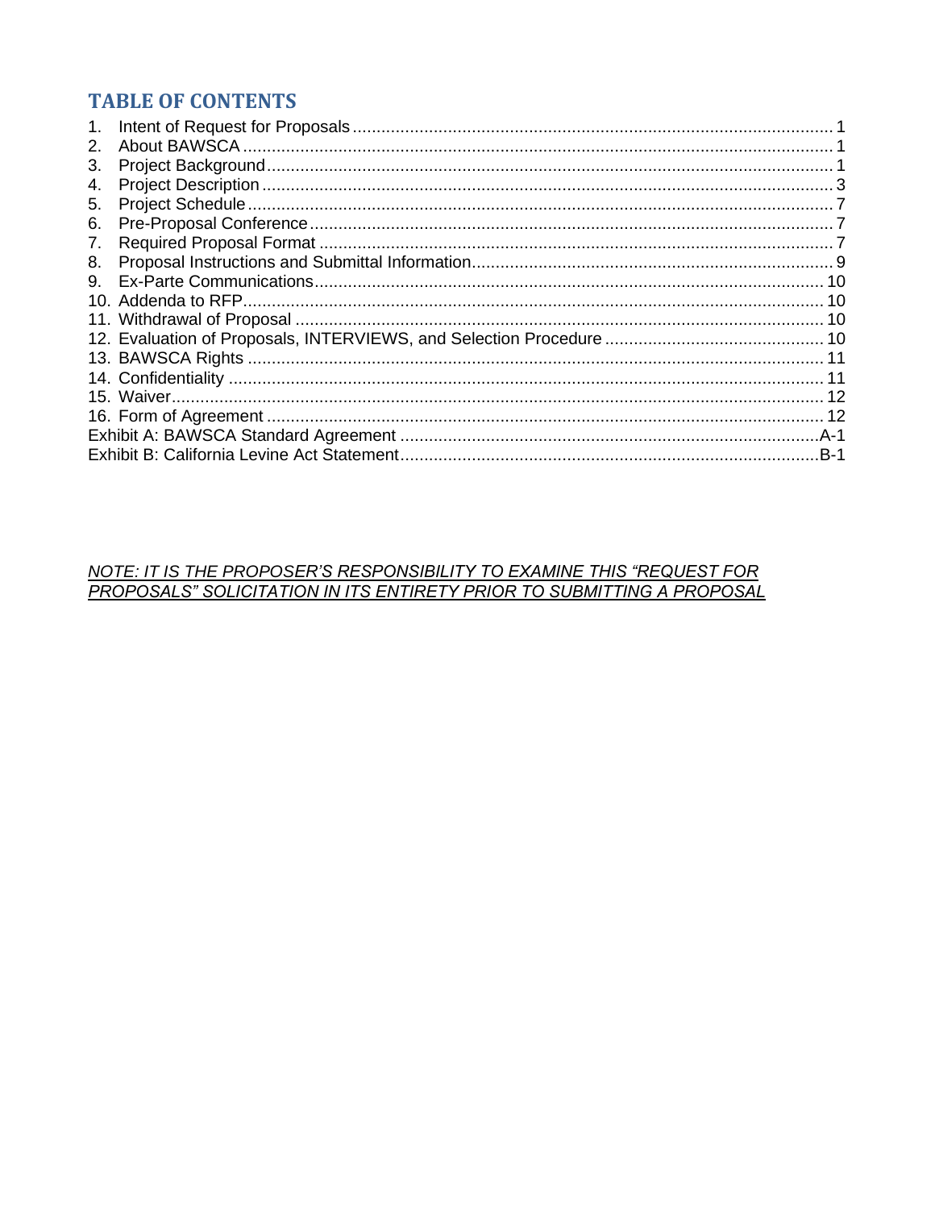## TABLE OF CONTENTS

1. Intent of Request for Proposals .................................................. 1
2. About BAWSCA .................................................. 1
3. Project Background .................................................. 1
4. Project Description .................................................. 3
5. Project Schedule .................................................. 7
6. Pre-Proposal Conference .................................................. 7
7. Required Proposal Format .................................................. 7
8. Proposal Instructions and Submittal Information .................................................. 9
9. Ex-Parte Communications .................................................. 10
10. Addenda to RFP .................................................. 10
11. Withdrawal of Proposal .................................................. 10
12. Evaluation of Proposals, INTERVIEWS, and Selection Procedure .................................................. 10
13. BAWSCA Rights .................................................. 11
14. Confidentiality .................................................. 11
15. Waiver .................................................. 12
16. Form of Agreement .................................................. 12

Exhibit A: BAWSCA Standard Agreement .................................................. A-1

Exhibit B: California Levine Act Statement .................................................. B-1

*NOTE: IT IS THE PROPOSER'S RESPONSIBILITY TO EXAMINE THIS "REQUEST FOR PROPOSALS" SOLICITATION IN ITS ENTIRETY PRIOR TO SUBMITTING A PROPOSAL*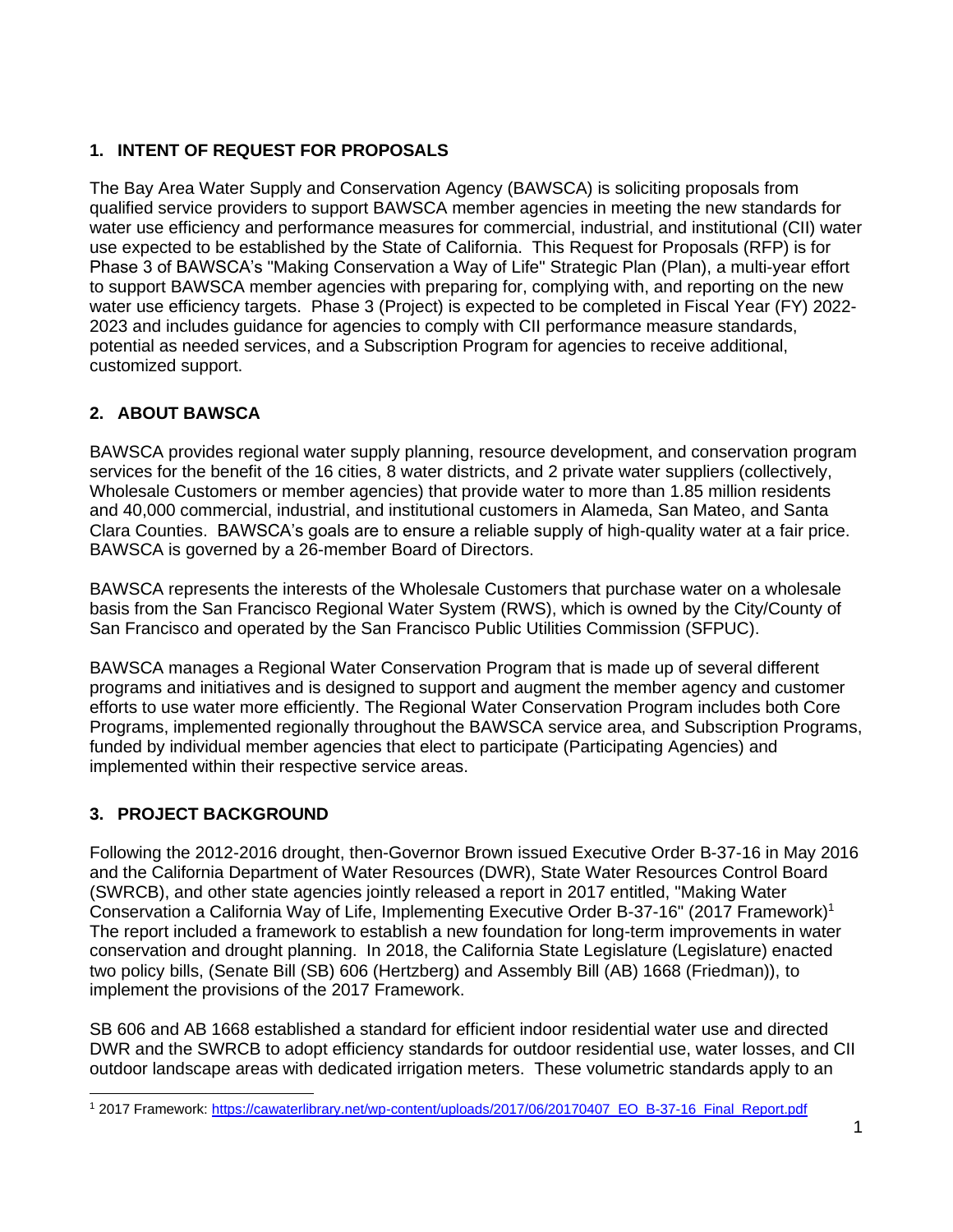## 1. INTENT OF REQUEST FOR PROPOSALS

The Bay Area Water Supply and Conservation Agency (BAWSCA) is soliciting proposals from qualified service providers to support BAWSCA member agencies in meeting the new standards for water use efficiency and performance measures for commercial, industrial, and institutional (CII) water use expected to be established by the State of California. This Request for Proposals (RFP) is for Phase 3 of BAWSCA's "Making Conservation a Way of Life" Strategic Plan (Plan), a multi-year effort to support BAWSCA member agencies with preparing for, complying with, and reporting on the new water use efficiency targets. Phase 3 (Project) is expected to be completed in Fiscal Year (FY) 2022-2023 and includes guidance for agencies to comply with CII performance measure standards, potential as needed services, and a Subscription Program for agencies to receive additional, customized support.

## 2. ABOUT BAWSCA

BAWSCA provides regional water supply planning, resource development, and conservation program services for the benefit of the 16 cities, 8 water districts, and 2 private water suppliers (collectively, Wholesale Customers or member agencies) that provide water to more than 1.85 million residents and 40,000 commercial, industrial, and institutional customers in Alameda, San Mateo, and Santa Clara Counties. BAWSCA's goals are to ensure a reliable supply of high-quality water at a fair price. BAWSCA is governed by a 26-member Board of Directors.

BAWSCA represents the interests of the Wholesale Customers that purchase water on a wholesale basis from the San Francisco Regional Water System (RWS), which is owned by the City/County of San Francisco and operated by the San Francisco Public Utilities Commission (SFPUC).

BAWSCA manages a Regional Water Conservation Program that is made up of several different programs and initiatives and is designed to support and augment the member agency and customer efforts to use water more efficiently. The Regional Water Conservation Program includes both Core Programs, implemented regionally throughout the BAWSCA service area, and Subscription Programs, funded by individual member agencies that elect to participate (Participating Agencies) and implemented within their respective service areas.

## 3. PROJECT BACKGROUND

Following the 2012-2016 drought, then-Governor Brown issued Executive Order B-37-16 in May 2016 and the California Department of Water Resources (DWR), State Water Resources Control Board (SWRCB), and other state agencies jointly released a report in 2017 entitled, "Making Water Conservation a California Way of Life, Implementing Executive Order B-37-16" (2017 Framework)[1] The report included a framework to establish a new foundation for long-term improvements in water conservation and drought planning. In 2018, the California State Legislature (Legislature) enacted two policy bills, (Senate Bill (SB) 606 (Hertzberg) and Assembly Bill (AB) 1668 (Friedman)), to implement the provisions of the 2017 Framework.

SB 606 and AB 1668 established a standard for efficient indoor residential water use and directed DWR and the SWRCB to adopt efficiency standards for outdoor residential use, water losses, and CII outdoor landscape areas with dedicated irrigation meters. These volumetric standards apply to an

[1] 2017 Framework: https://cawaterlibrary.net/wp-content/uploads/2017/06/20170407_EO_B-37-16_Final_Report.pdf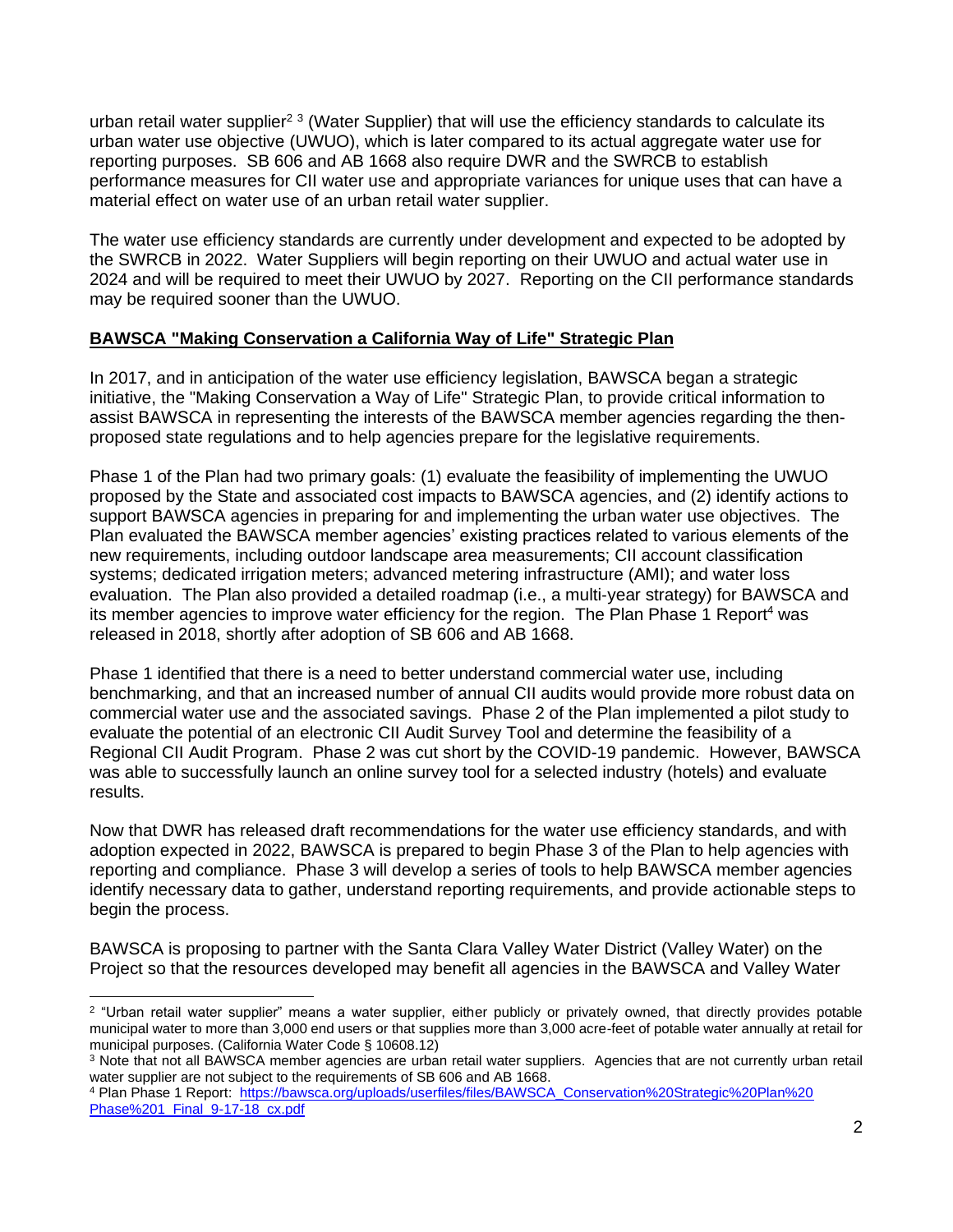urban retail water supplier[2] [3] (Water Supplier) that will use the efficiency standards to calculate its urban water use objective (UWUO), which is later compared to its actual aggregate water use for reporting purposes. SB 606 and AB 1668 also require DWR and the SWRCB to establish performance measures for CII water use and appropriate variances for unique uses that can have a material effect on water use of an urban retail water supplier.

The water use efficiency standards are currently under development and expected to be adopted by the SWRCB in 2022. Water Suppliers will begin reporting on their UWUO and actual water use in 2024 and will be required to meet their UWUO by 2027. Reporting on the CII performance standards may be required sooner than the UWUO.

**BAWSCA "Making Conservation a California Way of Life" Strategic Plan**

In 2017, and in anticipation of the water use efficiency legislation, BAWSCA began a strategic initiative, the "Making Conservation a Way of Life" Strategic Plan, to provide critical information to assist BAWSCA in representing the interests of the BAWSCA member agencies regarding the then-proposed state regulations and to help agencies prepare for the legislative requirements.

Phase 1 of the Plan had two primary goals: (1) evaluate the feasibility of implementing the UWUO proposed by the State and associated cost impacts to BAWSCA agencies, and (2) identify actions to support BAWSCA agencies in preparing for and implementing the urban water use objectives. The Plan evaluated the BAWSCA member agencies' existing practices related to various elements of the new requirements, including outdoor landscape area measurements; CII account classification systems; dedicated irrigation meters; advanced metering infrastructure (AMI); and water loss evaluation. The Plan also provided a detailed roadmap (i.e., a multi-year strategy) for BAWSCA and its member agencies to improve water efficiency for the region. The Plan Phase 1 Report[4] was released in 2018, shortly after adoption of SB 606 and AB 1668.

Phase 1 identified that there is a need to better understand commercial water use, including benchmarking, and that an increased number of annual CII audits would provide more robust data on commercial water use and the associated savings. Phase 2 of the Plan implemented a pilot study to evaluate the potential of an electronic CII Audit Survey Tool and determine the feasibility of a Regional CII Audit Program. Phase 2 was cut short by the COVID-19 pandemic. However, BAWSCA was able to successfully launch an online survey tool for a selected industry (hotels) and evaluate results.

Now that DWR has released draft recommendations for the water use efficiency standards, and with adoption expected in 2022, BAWSCA is prepared to begin Phase 3 of the Plan to help agencies with reporting and compliance. Phase 3 will develop a series of tools to help BAWSCA member agencies identify necessary data to gather, understand reporting requirements, and provide actionable steps to begin the process.

BAWSCA is proposing to partner with the Santa Clara Valley Water District (Valley Water) on the Project so that the resources developed may benefit all agencies in the BAWSCA and Valley Water

---

[2] "Urban retail water supplier" means a water supplier, either publicly or privately owned, that directly provides potable municipal water to more than 3,000 end users or that supplies more than 3,000 acre-feet of potable water annually at retail for municipal purposes. (California Water Code § 10608.12)

[3] Note that not all BAWSCA member agencies are urban retail water suppliers. Agencies that are not currently urban retail water supplier are not subject to the requirements of SB 606 and AB 1668.

[4] Plan Phase 1 Report: https://bawsca.org/uploads/userfiles/files/BAWSCA_Conservation%20Strategic%20Plan%20Phase%201_Final_9-17-18_cx.pdf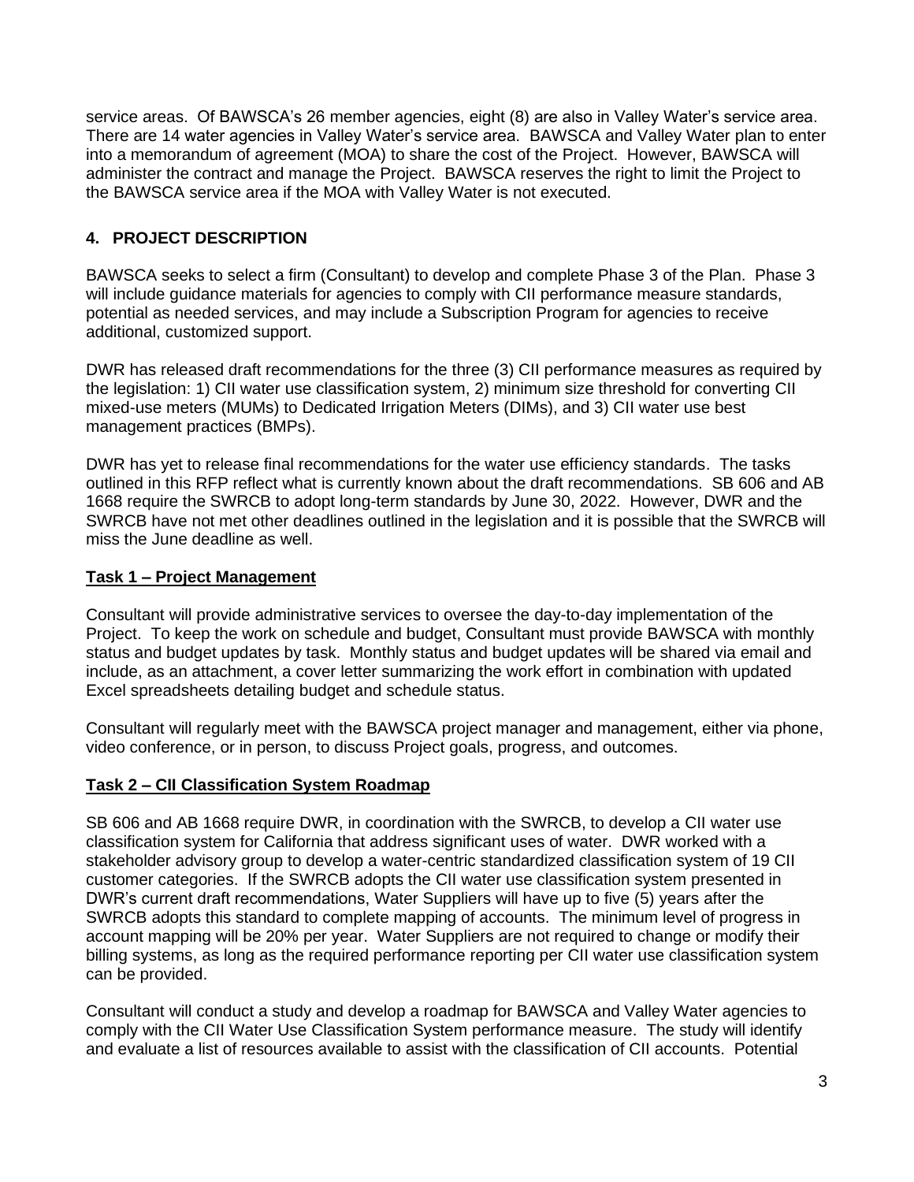service areas. Of BAWSCA's 26 member agencies, eight (8) are also in Valley Water's service area. There are 14 water agencies in Valley Water's service area. BAWSCA and Valley Water plan to enter into a memorandum of agreement (MOA) to share the cost of the Project. However, BAWSCA will administer the contract and manage the Project. BAWSCA reserves the right to limit the Project to the BAWSCA service area if the MOA with Valley Water is not executed.

## 4. PROJECT DESCRIPTION

BAWSCA seeks to select a firm (Consultant) to develop and complete Phase 3 of the Plan. Phase 3 will include guidance materials for agencies to comply with CII performance measure standards, potential as needed services, and may include a Subscription Program for agencies to receive additional, customized support.

DWR has released draft recommendations for the three (3) CII performance measures as required by the legislation: 1) CII water use classification system, 2) minimum size threshold for converting CII mixed-use meters (MUMs) to Dedicated Irrigation Meters (DIMs), and 3) CII water use best management practices (BMPs).

DWR has yet to release final recommendations for the water use efficiency standards. The tasks outlined in this RFP reflect what is currently known about the draft recommendations. SB 606 and AB 1668 require the SWRCB to adopt long-term standards by June 30, 2022. However, DWR and the SWRCB have not met other deadlines outlined in the legislation and it is possible that the SWRCB will miss the June deadline as well.

### Task 1 – Project Management

Consultant will provide administrative services to oversee the day-to-day implementation of the Project. To keep the work on schedule and budget, Consultant must provide BAWSCA with monthly status and budget updates by task. Monthly status and budget updates will be shared via email and include, as an attachment, a cover letter summarizing the work effort in combination with updated Excel spreadsheets detailing budget and schedule status.

Consultant will regularly meet with the BAWSCA project manager and management, either via phone, video conference, or in person, to discuss Project goals, progress, and outcomes.

### Task 2 – CII Classification System Roadmap

SB 606 and AB 1668 require DWR, in coordination with the SWRCB, to develop a CII water use classification system for California that address significant uses of water. DWR worked with a stakeholder advisory group to develop a water-centric standardized classification system of 19 CII customer categories. If the SWRCB adopts the CII water use classification system presented in DWR's current draft recommendations, Water Suppliers will have up to five (5) years after the SWRCB adopts this standard to complete mapping of accounts. The minimum level of progress in account mapping will be 20% per year. Water Suppliers are not required to change or modify their billing systems, as long as the required performance reporting per CII water use classification system can be provided.

Consultant will conduct a study and develop a roadmap for BAWSCA and Valley Water agencies to comply with the CII Water Use Classification System performance measure. The study will identify and evaluate a list of resources available to assist with the classification of CII accounts. Potential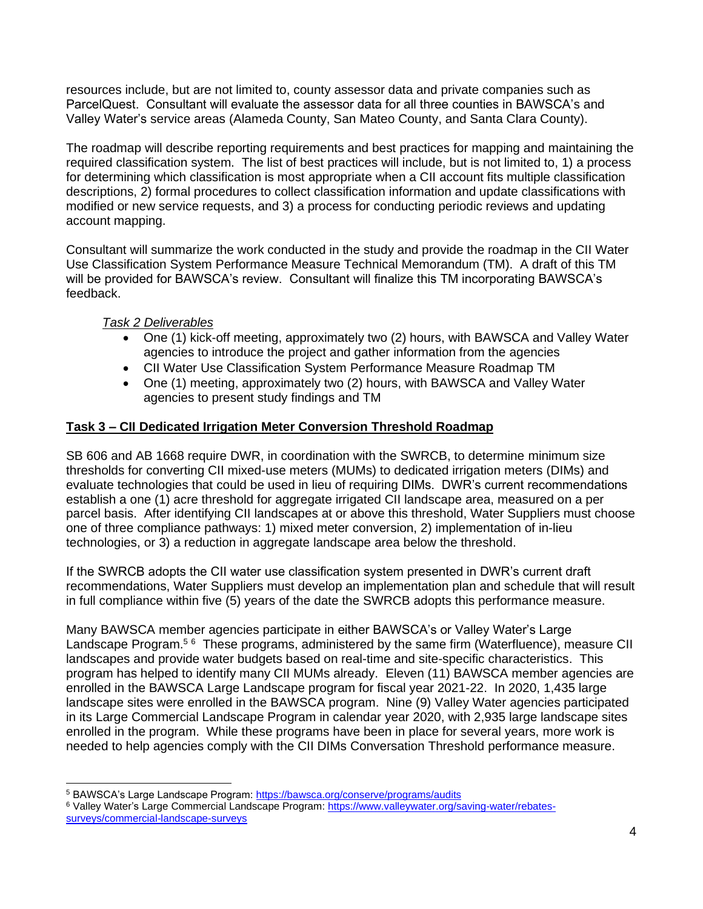resources include, but are not limited to, county assessor data and private companies such as ParcelQuest. Consultant will evaluate the assessor data for all three counties in BAWSCA's and Valley Water's service areas (Alameda County, San Mateo County, and Santa Clara County).

The roadmap will describe reporting requirements and best practices for mapping and maintaining the required classification system. The list of best practices will include, but is not limited to, 1) a process for determining which classification is most appropriate when a CII account fits multiple classification descriptions, 2) formal procedures to collect classification information and update classifications with modified or new service requests, and 3) a process for conducting periodic reviews and updating account mapping.

Consultant will summarize the work conducted in the study and provide the roadmap in the CII Water Use Classification System Performance Measure Technical Memorandum (TM). A draft of this TM will be provided for BAWSCA's review. Consultant will finalize this TM incorporating BAWSCA's feedback.

*Task 2 Deliverables*

- One (1) kick-off meeting, approximately two (2) hours, with BAWSCA and Valley Water agencies to introduce the project and gather information from the agencies
- CII Water Use Classification System Performance Measure Roadmap TM
- One (1) meeting, approximately two (2) hours, with BAWSCA and Valley Water agencies to present study findings and TM

## Task 3 – CII Dedicated Irrigation Meter Conversion Threshold Roadmap

SB 606 and AB 1668 require DWR, in coordination with the SWRCB, to determine minimum size thresholds for converting CII mixed-use meters (MUMs) to dedicated irrigation meters (DIMs) and evaluate technologies that could be used in lieu of requiring DIMs. DWR's current recommendations establish a one (1) acre threshold for aggregate irrigated CII landscape area, measured on a per parcel basis. After identifying CII landscapes at or above this threshold, Water Suppliers must choose one of three compliance pathways: 1) mixed meter conversion, 2) implementation of in-lieu technologies, or 3) a reduction in aggregate landscape area below the threshold.

If the SWRCB adopts the CII water use classification system presented in DWR's current draft recommendations, Water Suppliers must develop an implementation plan and schedule that will result in full compliance within five (5) years of the date the SWRCB adopts this performance measure.

Many BAWSCA member agencies participate in either BAWSCA's or Valley Water's Large Landscape Program.[5] [6] These programs, administered by the same firm (Waterfluence), measure CII landscapes and provide water budgets based on real-time and site-specific characteristics. This program has helped to identify many CII MUMs already. Eleven (11) BAWSCA member agencies are enrolled in the BAWSCA Large Landscape program for fiscal year 2021-22. In 2020, 1,435 large landscape sites were enrolled in the BAWSCA program. Nine (9) Valley Water agencies participated in its Large Commercial Landscape Program in calendar year 2020, with 2,935 large landscape sites enrolled in the program. While these programs have been in place for several years, more work is needed to help agencies comply with the CII DIMs Conversation Threshold performance measure.

---

[5] BAWSCA's Large Landscape Program: https://bawsca.org/conserve/programs/audits

[6] Valley Water's Large Commercial Landscape Program: https://www.valleywater.org/saving-water/rebates-surveys/commercial-landscape-surveys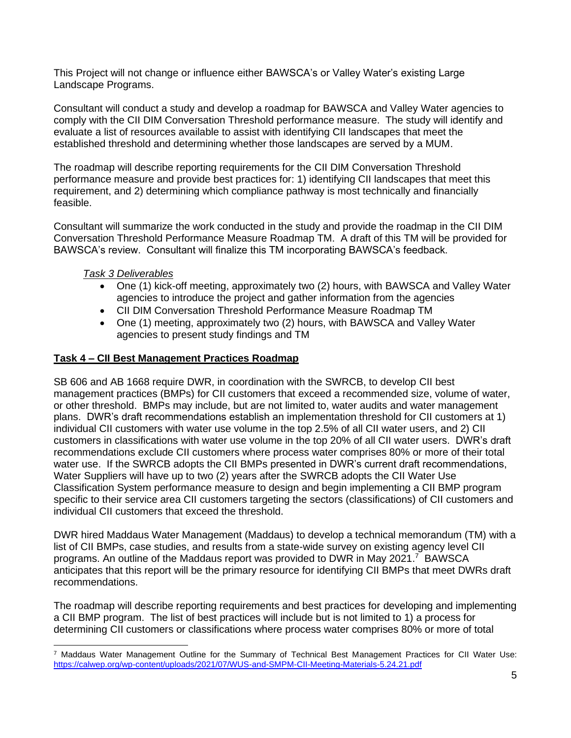This Project will not change or influence either BAWSCA's or Valley Water's existing Large Landscape Programs.

Consultant will conduct a study and develop a roadmap for BAWSCA and Valley Water agencies to comply with the CII DIM Conversation Threshold performance measure. The study will identify and evaluate a list of resources available to assist with identifying CII landscapes that meet the established threshold and determining whether those landscapes are served by a MUM.

The roadmap will describe reporting requirements for the CII DIM Conversation Threshold performance measure and provide best practices for: 1) identifying CII landscapes that meet this requirement, and 2) determining which compliance pathway is most technically and financially feasible.

Consultant will summarize the work conducted in the study and provide the roadmap in the CII DIM Conversation Threshold Performance Measure Roadmap TM. A draft of this TM will be provided for BAWSCA's review. Consultant will finalize this TM incorporating BAWSCA's feedback.

*Task 3 Deliverables*

- One (1) kick-off meeting, approximately two (2) hours, with BAWSCA and Valley Water agencies to introduce the project and gather information from the agencies
- CII DIM Conversation Threshold Performance Measure Roadmap TM
- One (1) meeting, approximately two (2) hours, with BAWSCA and Valley Water agencies to present study findings and TM

**Task 4 – CII Best Management Practices Roadmap**

SB 606 and AB 1668 require DWR, in coordination with the SWRCB, to develop CII best management practices (BMPs) for CII customers that exceed a recommended size, volume of water, or other threshold. BMPs may include, but are not limited to, water audits and water management plans. DWR's draft recommendations establish an implementation threshold for CII customers at 1) individual CII customers with water use volume in the top 2.5% of all CII water users, and 2) CII customers in classifications with water use volume in the top 20% of all CII water users. DWR's draft recommendations exclude CII customers where process water comprises 80% or more of their total water use. If the SWRCB adopts the CII BMPs presented in DWR's current draft recommendations, Water Suppliers will have up to two (2) years after the SWRCB adopts the CII Water Use Classification System performance measure to design and begin implementing a CII BMP program specific to their service area CII customers targeting the sectors (classifications) of CII customers and individual CII customers that exceed the threshold.

DWR hired Maddaus Water Management (Maddaus) to develop a technical memorandum (TM) with a list of CII BMPs, case studies, and results from a state-wide survey on existing agency level CII programs. An outline of the Maddaus report was provided to DWR in May 2021.[7] BAWSCA anticipates that this report will be the primary resource for identifying CII BMPs that meet DWRs draft recommendations.

The roadmap will describe reporting requirements and best practices for developing and implementing a CII BMP program. The list of best practices will include but is not limited to 1) a process for determining CII customers or classifications where process water comprises 80% or more of total

[7] Maddaus Water Management Outline for the Summary of Technical Best Management Practices for CII Water Use: https://calwep.org/wp-content/uploads/2021/07/WUS-and-SMPM-CII-Meeting-Materials-5.24.21.pdf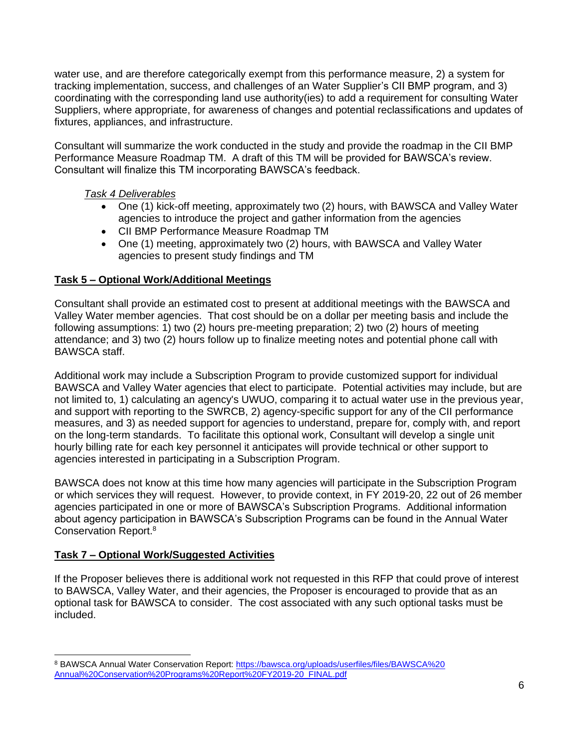water use, and are therefore categorically exempt from this performance measure, 2) a system for tracking implementation, success, and challenges of an Water Supplier's CII BMP program, and 3) coordinating with the corresponding land use authority(ies) to add a requirement for consulting Water Suppliers, where appropriate, for awareness of changes and potential reclassifications and updates of fixtures, appliances, and infrastructure.

Consultant will summarize the work conducted in the study and provide the roadmap in the CII BMP Performance Measure Roadmap TM. A draft of this TM will be provided for BAWSCA's review. Consultant will finalize this TM incorporating BAWSCA's feedback.

*Task 4 Deliverables*

- One (1) kick-off meeting, approximately two (2) hours, with BAWSCA and Valley Water agencies to introduce the project and gather information from the agencies
- CII BMP Performance Measure Roadmap TM
- One (1) meeting, approximately two (2) hours, with BAWSCA and Valley Water agencies to present study findings and TM

**Task 5 – Optional Work/Additional Meetings**

Consultant shall provide an estimated cost to present at additional meetings with the BAWSCA and Valley Water member agencies. That cost should be on a dollar per meeting basis and include the following assumptions: 1) two (2) hours pre-meeting preparation; 2) two (2) hours of meeting attendance; and 3) two (2) hours follow up to finalize meeting notes and potential phone call with BAWSCA staff.

Additional work may include a Subscription Program to provide customized support for individual BAWSCA and Valley Water agencies that elect to participate. Potential activities may include, but are not limited to, 1) calculating an agency's UWUO, comparing it to actual water use in the previous year, and support with reporting to the SWRCB, 2) agency-specific support for any of the CII performance measures, and 3) as needed support for agencies to understand, prepare for, comply with, and report on the long-term standards. To facilitate this optional work, Consultant will develop a single unit hourly billing rate for each key personnel it anticipates will provide technical or other support to agencies interested in participating in a Subscription Program.

BAWSCA does not know at this time how many agencies will participate in the Subscription Program or which services they will request. However, to provide context, in FY 2019-20, 22 out of 26 member agencies participated in one or more of BAWSCA's Subscription Programs. Additional information about agency participation in BAWSCA's Subscription Programs can be found in the Annual Water Conservation Report.[8]

**Task 7 – Optional Work/Suggested Activities**

If the Proposer believes there is additional work not requested in this RFP that could prove of interest to BAWSCA, Valley Water, and their agencies, the Proposer is encouraged to provide that as an optional task for BAWSCA to consider. The cost associated with any such optional tasks must be included.

[8] BAWSCA Annual Water Conservation Report: https://bawsca.org/uploads/userfiles/files/BAWSCA%20Annual%20Conservation%20Programs%20Report%20FY2019-20_FINAL.pdf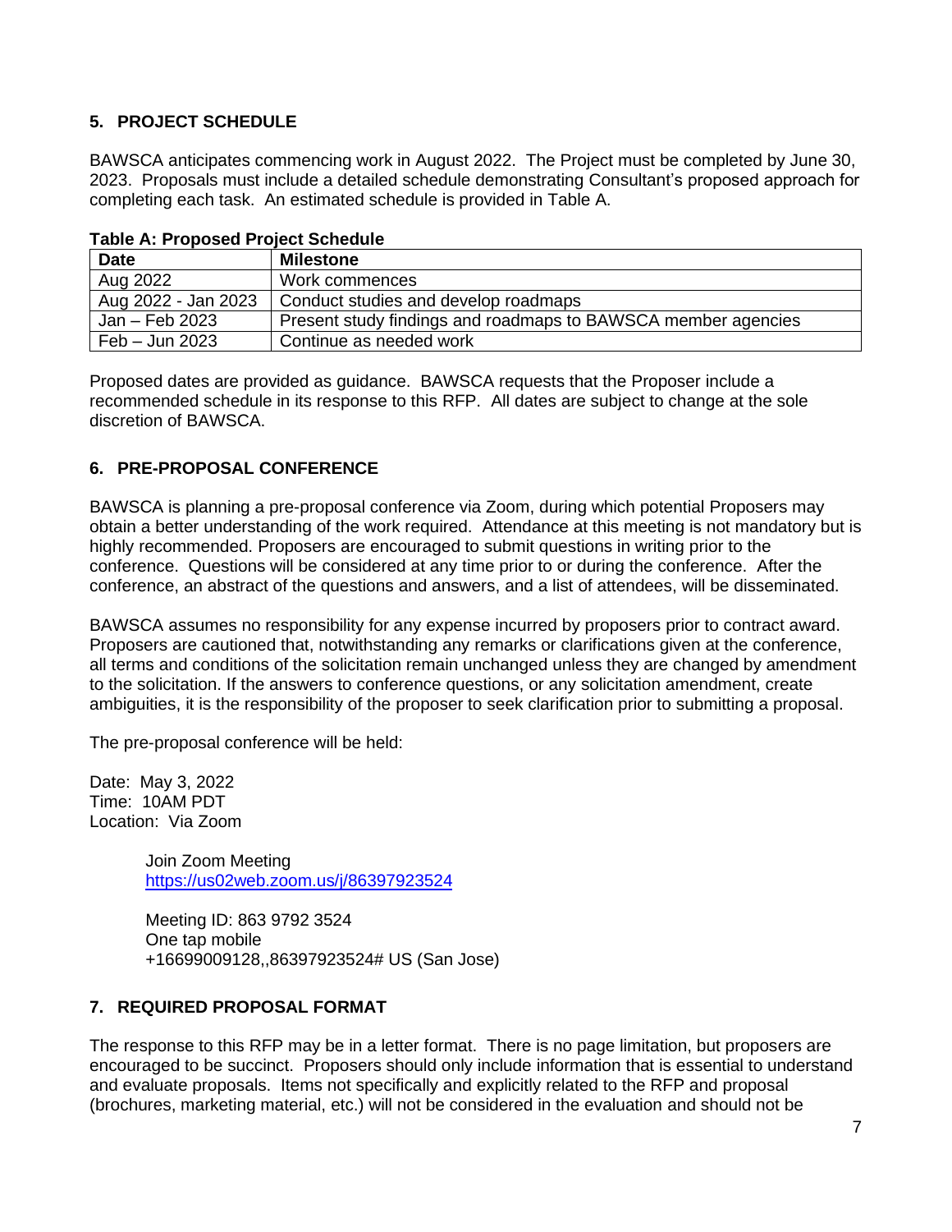## 5. PROJECT SCHEDULE

BAWSCA anticipates commencing work in August 2022. The Project must be completed by June 30, 2023. Proposals must include a detailed schedule demonstrating Consultant's proposed approach for completing each task. An estimated schedule is provided in Table A.

**Table A: Proposed Project Schedule**

| Date | Milestone |
|---|---|
| Aug 2022 | Work commences |
| Aug 2022 - Jan 2023 | Conduct studies and develop roadmaps |
| Jan – Feb 2023 | Present study findings and roadmaps to BAWSCA member agencies |
| Feb – Jun 2023 | Continue as needed work |

Proposed dates are provided as guidance. BAWSCA requests that the Proposer include a recommended schedule in its response to this RFP. All dates are subject to change at the sole discretion of BAWSCA.

## 6. PRE-PROPOSAL CONFERENCE

BAWSCA is planning a pre-proposal conference via Zoom, during which potential Proposers may obtain a better understanding of the work required. Attendance at this meeting is not mandatory but is highly recommended. Proposers are encouraged to submit questions in writing prior to the conference. Questions will be considered at any time prior to or during the conference. After the conference, an abstract of the questions and answers, and a list of attendees, will be disseminated.

BAWSCA assumes no responsibility for any expense incurred by proposers prior to contract award. Proposers are cautioned that, notwithstanding any remarks or clarifications given at the conference, all terms and conditions of the solicitation remain unchanged unless they are changed by amendment to the solicitation. If the answers to conference questions, or any solicitation amendment, create ambiguities, it is the responsibility of the proposer to seek clarification prior to submitting a proposal.

The pre-proposal conference will be held:

Date: May 3, 2022
Time: 10AM PDT
Location: Via Zoom

> Join Zoom Meeting
> https://us02web.zoom.us/j/86397923524
>
> Meeting ID: 863 9792 3524
> One tap mobile
> +16699009128,,86397923524# US (San Jose)

## 7. REQUIRED PROPOSAL FORMAT

The response to this RFP may be in a letter format. There is no page limitation, but proposers are encouraged to be succinct. Proposers should only include information that is essential to understand and evaluate proposals. Items not specifically and explicitly related to the RFP and proposal (brochures, marketing material, etc.) will not be considered in the evaluation and should not be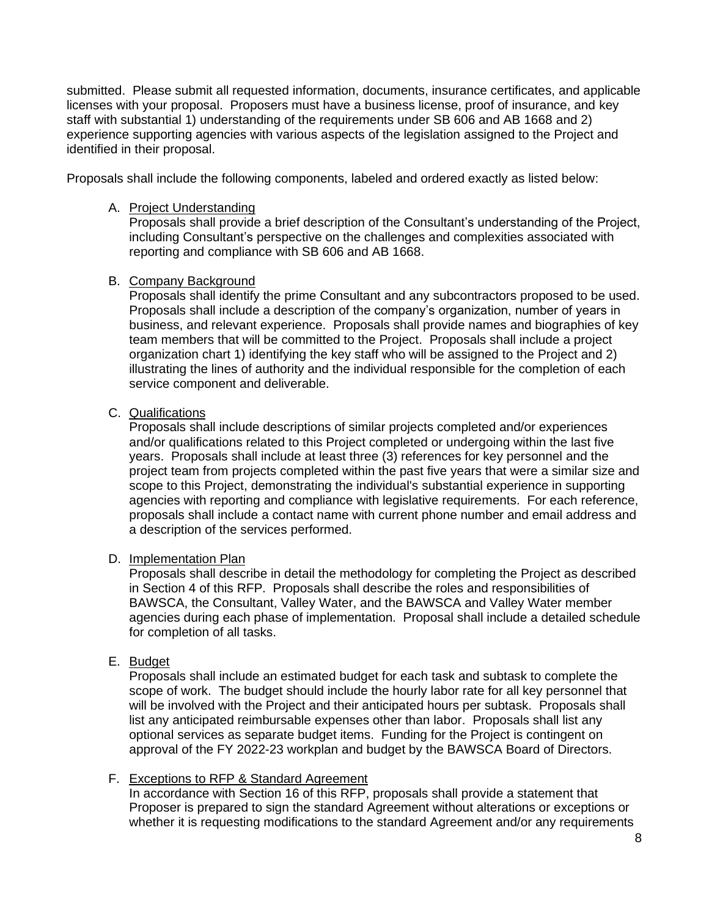submitted. Please submit all requested information, documents, insurance certificates, and applicable licenses with your proposal. Proposers must have a business license, proof of insurance, and key staff with substantial 1) understanding of the requirements under SB 606 and AB 1668 and 2) experience supporting agencies with various aspects of the legislation assigned to the Project and identified in their proposal.

Proposals shall include the following components, labeled and ordered exactly as listed below:

A. Project Understanding
   Proposals shall provide a brief description of the Consultant's understanding of the Project, including Consultant's perspective on the challenges and complexities associated with reporting and compliance with SB 606 and AB 1668.

B. Company Background
   Proposals shall identify the prime Consultant and any subcontractors proposed to be used. Proposals shall include a description of the company's organization, number of years in business, and relevant experience. Proposals shall provide names and biographies of key team members that will be committed to the Project. Proposals shall include a project organization chart 1) identifying the key staff who will be assigned to the Project and 2) illustrating the lines of authority and the individual responsible for the completion of each service component and deliverable.

C. Qualifications
   Proposals shall include descriptions of similar projects completed and/or experiences and/or qualifications related to this Project completed or undergoing within the last five years. Proposals shall include at least three (3) references for key personnel and the project team from projects completed within the past five years that were a similar size and scope to this Project, demonstrating the individual's substantial experience in supporting agencies with reporting and compliance with legislative requirements. For each reference, proposals shall include a contact name with current phone number and email address and a description of the services performed.

D. Implementation Plan
   Proposals shall describe in detail the methodology for completing the Project as described in Section 4 of this RFP. Proposals shall describe the roles and responsibilities of BAWSCA, the Consultant, Valley Water, and the BAWSCA and Valley Water member agencies during each phase of implementation. Proposal shall include a detailed schedule for completion of all tasks.

E. Budget
   Proposals shall include an estimated budget for each task and subtask to complete the scope of work. The budget should include the hourly labor rate for all key personnel that will be involved with the Project and their anticipated hours per subtask. Proposals shall list any anticipated reimbursable expenses other than labor. Proposals shall list any optional services as separate budget items. Funding for the Project is contingent on approval of the FY 2022-23 workplan and budget by the BAWSCA Board of Directors.

F. Exceptions to RFP & Standard Agreement
   In accordance with Section 16 of this RFP, proposals shall provide a statement that Proposer is prepared to sign the standard Agreement without alterations or exceptions or whether it is requesting modifications to the standard Agreement and/or any requirements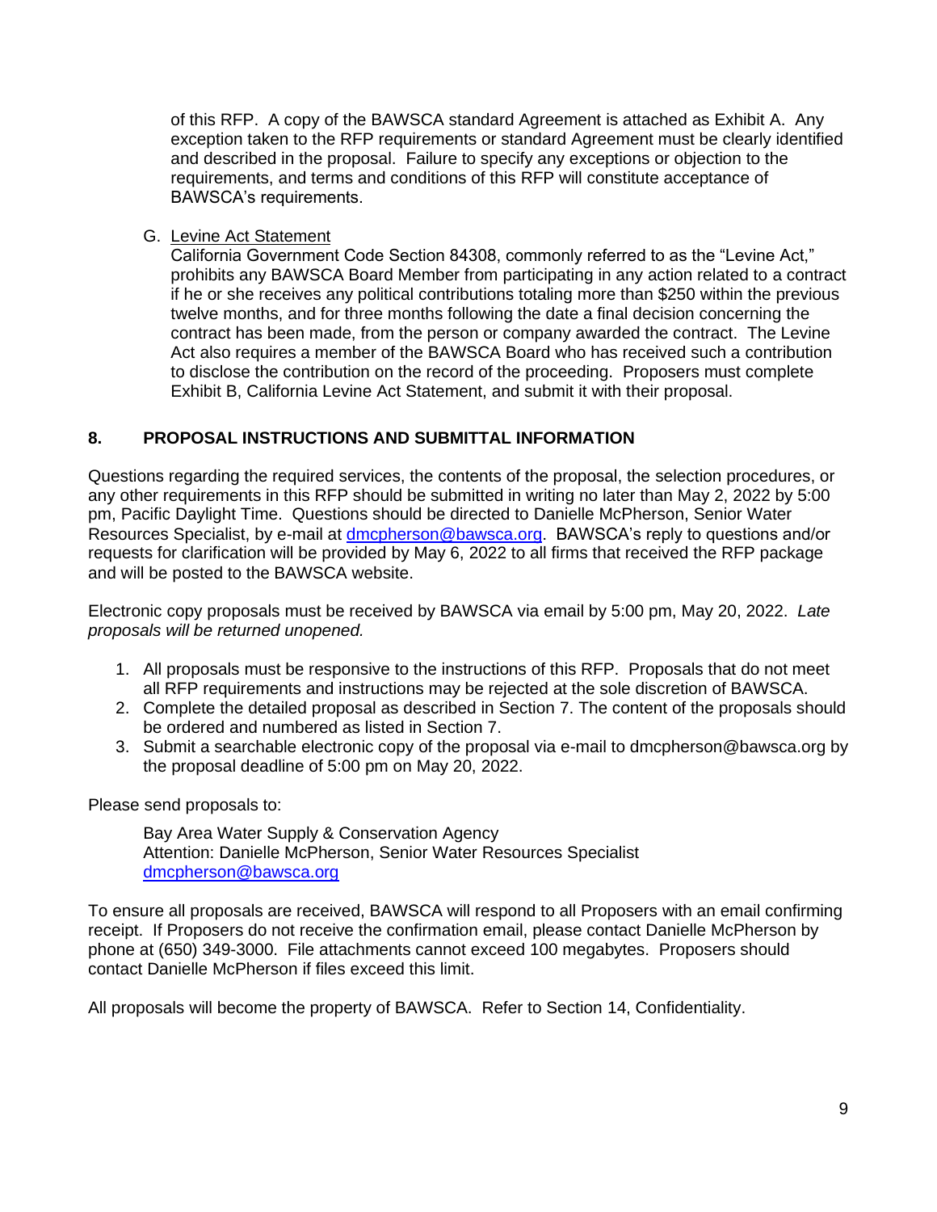of this RFP. A copy of the BAWSCA standard Agreement is attached as Exhibit A. Any exception taken to the RFP requirements or standard Agreement must be clearly identified and described in the proposal. Failure to specify any exceptions or objection to the requirements, and terms and conditions of this RFP will constitute acceptance of BAWSCA's requirements.

G. Levine Act Statement

California Government Code Section 84308, commonly referred to as the "Levine Act," prohibits any BAWSCA Board Member from participating in any action related to a contract if he or she receives any political contributions totaling more than $250 within the previous twelve months, and for three months following the date a final decision concerning the contract has been made, from the person or company awarded the contract. The Levine Act also requires a member of the BAWSCA Board who has received such a contribution to disclose the contribution on the record of the proceeding. Proposers must complete Exhibit B, California Levine Act Statement, and submit it with their proposal.

## 8. PROPOSAL INSTRUCTIONS AND SUBMITTAL INFORMATION

Questions regarding the required services, the contents of the proposal, the selection procedures, or any other requirements in this RFP should be submitted in writing no later than May 2, 2022 by 5:00 pm, Pacific Daylight Time. Questions should be directed to Danielle McPherson, Senior Water Resources Specialist, by e-mail at dmcpherson@bawsca.org. BAWSCA's reply to questions and/or requests for clarification will be provided by May 6, 2022 to all firms that received the RFP package and will be posted to the BAWSCA website.

Electronic copy proposals must be received by BAWSCA via email by 5:00 pm, May 20, 2022. *Late proposals will be returned unopened.*

1. All proposals must be responsive to the instructions of this RFP. Proposals that do not meet all RFP requirements and instructions may be rejected at the sole discretion of BAWSCA.
2. Complete the detailed proposal as described in Section 7. The content of the proposals should be ordered and numbered as listed in Section 7.
3. Submit a searchable electronic copy of the proposal via e-mail to dmcpherson@bawsca.org by the proposal deadline of 5:00 pm on May 20, 2022.

Please send proposals to:

Bay Area Water Supply & Conservation Agency
Attention: Danielle McPherson, Senior Water Resources Specialist
dmcpherson@bawsca.org

To ensure all proposals are received, BAWSCA will respond to all Proposers with an email confirming receipt. If Proposers do not receive the confirmation email, please contact Danielle McPherson by phone at (650) 349-3000. File attachments cannot exceed 100 megabytes. Proposers should contact Danielle McPherson if files exceed this limit.

All proposals will become the property of BAWSCA. Refer to Section 14, Confidentiality.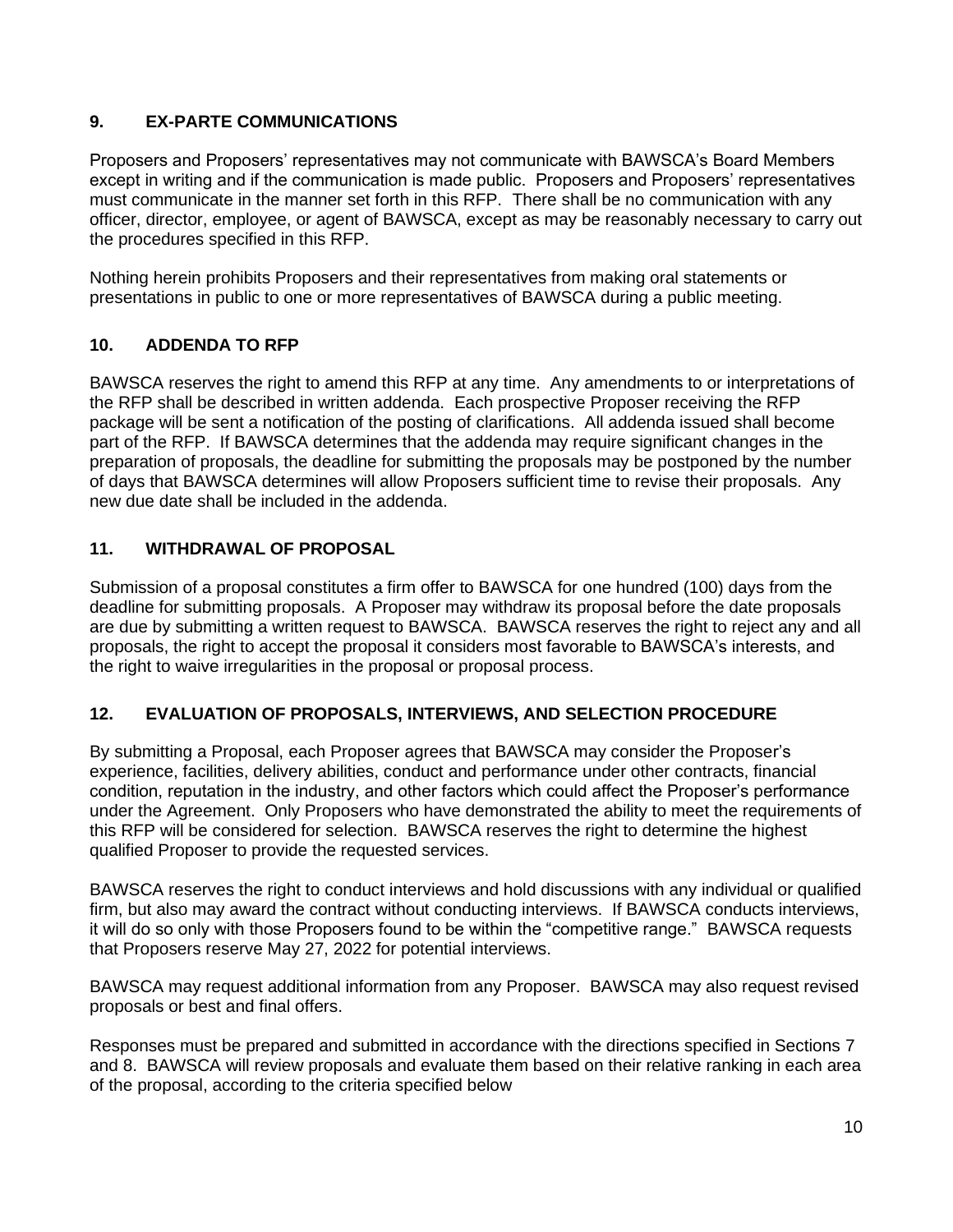## 9. EX-PARTE COMMUNICATIONS

Proposers and Proposers' representatives may not communicate with BAWSCA's Board Members except in writing and if the communication is made public. Proposers and Proposers' representatives must communicate in the manner set forth in this RFP. There shall be no communication with any officer, director, employee, or agent of BAWSCA, except as may be reasonably necessary to carry out the procedures specified in this RFP.

Nothing herein prohibits Proposers and their representatives from making oral statements or presentations in public to one or more representatives of BAWSCA during a public meeting.

## 10. ADDENDA TO RFP

BAWSCA reserves the right to amend this RFP at any time. Any amendments to or interpretations of the RFP shall be described in written addenda. Each prospective Proposer receiving the RFP package will be sent a notification of the posting of clarifications. All addenda issued shall become part of the RFP. If BAWSCA determines that the addenda may require significant changes in the preparation of proposals, the deadline for submitting the proposals may be postponed by the number of days that BAWSCA determines will allow Proposers sufficient time to revise their proposals. Any new due date shall be included in the addenda.

## 11. WITHDRAWAL OF PROPOSAL

Submission of a proposal constitutes a firm offer to BAWSCA for one hundred (100) days from the deadline for submitting proposals. A Proposer may withdraw its proposal before the date proposals are due by submitting a written request to BAWSCA. BAWSCA reserves the right to reject any and all proposals, the right to accept the proposal it considers most favorable to BAWSCA's interests, and the right to waive irregularities in the proposal or proposal process.

## 12. EVALUATION OF PROPOSALS, INTERVIEWS, AND SELECTION PROCEDURE

By submitting a Proposal, each Proposer agrees that BAWSCA may consider the Proposer's experience, facilities, delivery abilities, conduct and performance under other contracts, financial condition, reputation in the industry, and other factors which could affect the Proposer's performance under the Agreement. Only Proposers who have demonstrated the ability to meet the requirements of this RFP will be considered for selection. BAWSCA reserves the right to determine the highest qualified Proposer to provide the requested services.

BAWSCA reserves the right to conduct interviews and hold discussions with any individual or qualified firm, but also may award the contract without conducting interviews. If BAWSCA conducts interviews, it will do so only with those Proposers found to be within the "competitive range." BAWSCA requests that Proposers reserve May 27, 2022 for potential interviews.

BAWSCA may request additional information from any Proposer. BAWSCA may also request revised proposals or best and final offers.

Responses must be prepared and submitted in accordance with the directions specified in Sections 7 and 8. BAWSCA will review proposals and evaluate them based on their relative ranking in each area of the proposal, according to the criteria specified below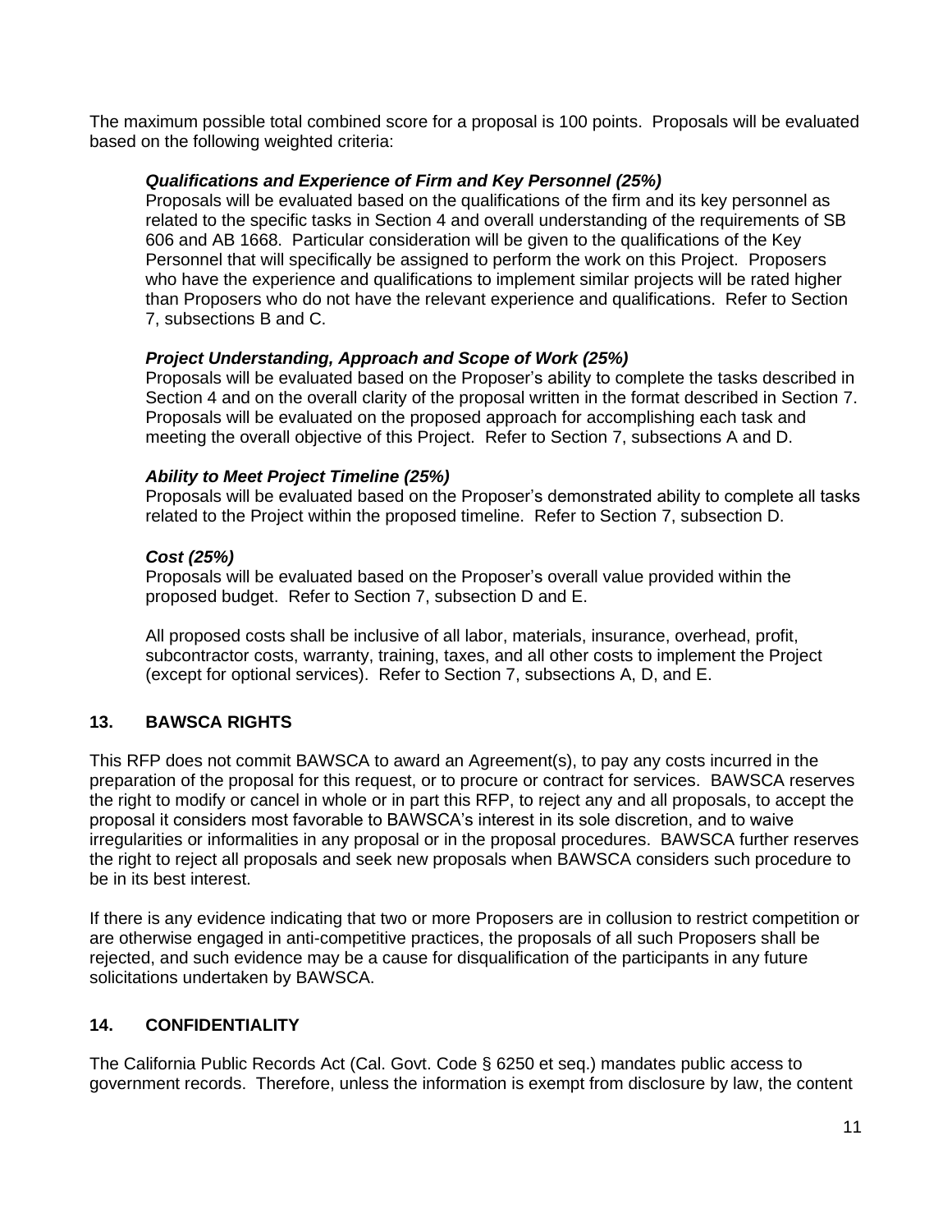The maximum possible total combined score for a proposal is 100 points. Proposals will be evaluated based on the following weighted criteria:

***Qualifications and Experience of Firm and Key Personnel (25%)***
Proposals will be evaluated based on the qualifications of the firm and its key personnel as related to the specific tasks in Section 4 and overall understanding of the requirements of SB 606 and AB 1668. Particular consideration will be given to the qualifications of the Key Personnel that will specifically be assigned to perform the work on this Project. Proposers who have the experience and qualifications to implement similar projects will be rated higher than Proposers who do not have the relevant experience and qualifications. Refer to Section 7, subsections B and C.

***Project Understanding, Approach and Scope of Work (25%)***
Proposals will be evaluated based on the Proposer's ability to complete the tasks described in Section 4 and on the overall clarity of the proposal written in the format described in Section 7. Proposals will be evaluated on the proposed approach for accomplishing each task and meeting the overall objective of this Project. Refer to Section 7, subsections A and D.

***Ability to Meet Project Timeline (25%)***
Proposals will be evaluated based on the Proposer's demonstrated ability to complete all tasks related to the Project within the proposed timeline. Refer to Section 7, subsection D.

***Cost (25%)***
Proposals will be evaluated based on the Proposer's overall value provided within the proposed budget. Refer to Section 7, subsection D and E.

All proposed costs shall be inclusive of all labor, materials, insurance, overhead, profit, subcontractor costs, warranty, training, taxes, and all other costs to implement the Project (except for optional services). Refer to Section 7, subsections A, D, and E.

## 13. BAWSCA RIGHTS

This RFP does not commit BAWSCA to award an Agreement(s), to pay any costs incurred in the preparation of the proposal for this request, or to procure or contract for services. BAWSCA reserves the right to modify or cancel in whole or in part this RFP, to reject any and all proposals, to accept the proposal it considers most favorable to BAWSCA's interest in its sole discretion, and to waive irregularities or informalities in any proposal or in the proposal procedures. BAWSCA further reserves the right to reject all proposals and seek new proposals when BAWSCA considers such procedure to be in its best interest.

If there is any evidence indicating that two or more Proposers are in collusion to restrict competition or are otherwise engaged in anti-competitive practices, the proposals of all such Proposers shall be rejected, and such evidence may be a cause for disqualification of the participants in any future solicitations undertaken by BAWSCA.

## 14. CONFIDENTIALITY

The California Public Records Act (Cal. Govt. Code § 6250 et seq.) mandates public access to government records. Therefore, unless the information is exempt from disclosure by law, the content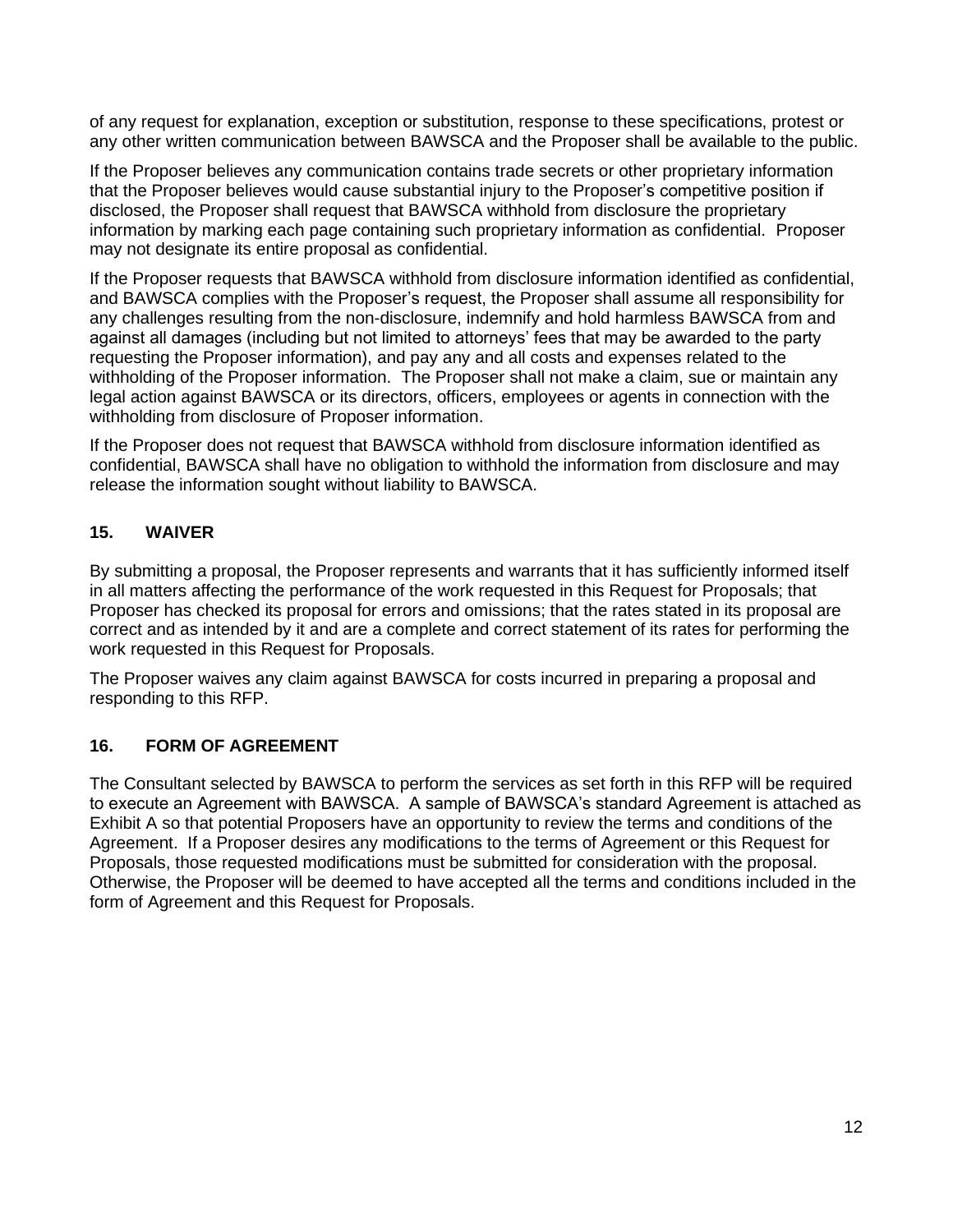of any request for explanation, exception or substitution, response to these specifications, protest or any other written communication between BAWSCA and the Proposer shall be available to the public.

If the Proposer believes any communication contains trade secrets or other proprietary information that the Proposer believes would cause substantial injury to the Proposer's competitive position if disclosed, the Proposer shall request that BAWSCA withhold from disclosure the proprietary information by marking each page containing such proprietary information as confidential. Proposer may not designate its entire proposal as confidential.

If the Proposer requests that BAWSCA withhold from disclosure information identified as confidential, and BAWSCA complies with the Proposer's request, the Proposer shall assume all responsibility for any challenges resulting from the non-disclosure, indemnify and hold harmless BAWSCA from and against all damages (including but not limited to attorneys' fees that may be awarded to the party requesting the Proposer information), and pay any and all costs and expenses related to the withholding of the Proposer information. The Proposer shall not make a claim, sue or maintain any legal action against BAWSCA or its directors, officers, employees or agents in connection with the withholding from disclosure of Proposer information.

If the Proposer does not request that BAWSCA withhold from disclosure information identified as confidential, BAWSCA shall have no obligation to withhold the information from disclosure and may release the information sought without liability to BAWSCA.

## 15. WAIVER

By submitting a proposal, the Proposer represents and warrants that it has sufficiently informed itself in all matters affecting the performance of the work requested in this Request for Proposals; that Proposer has checked its proposal for errors and omissions; that the rates stated in its proposal are correct and as intended by it and are a complete and correct statement of its rates for performing the work requested in this Request for Proposals.

The Proposer waives any claim against BAWSCA for costs incurred in preparing a proposal and responding to this RFP.

## 16. FORM OF AGREEMENT

The Consultant selected by BAWSCA to perform the services as set forth in this RFP will be required to execute an Agreement with BAWSCA. A sample of BAWSCA's standard Agreement is attached as Exhibit A so that potential Proposers have an opportunity to review the terms and conditions of the Agreement. If a Proposer desires any modifications to the terms of Agreement or this Request for Proposals, those requested modifications must be submitted for consideration with the proposal. Otherwise, the Proposer will be deemed to have accepted all the terms and conditions included in the form of Agreement and this Request for Proposals.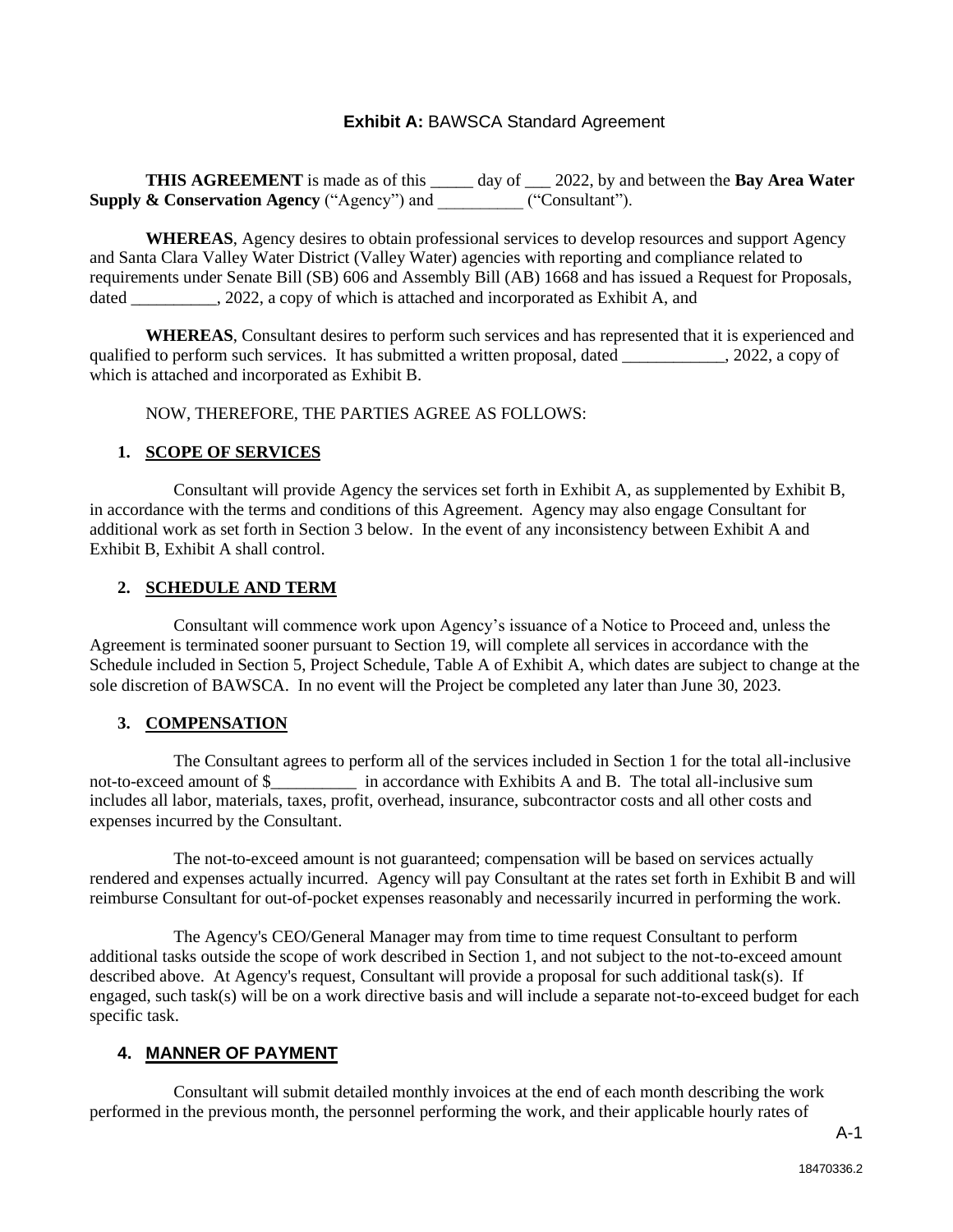**Exhibit A:** BAWSCA Standard Agreement

**THIS AGREEMENT** is made as of this _____ day of ___ 2022, by and between the **Bay Area Water Supply & Conservation Agency** ("Agency") and __________ ("Consultant").

**WHEREAS**, Agency desires to obtain professional services to develop resources and support Agency and Santa Clara Valley Water District (Valley Water) agencies with reporting and compliance related to requirements under Senate Bill (SB) 606 and Assembly Bill (AB) 1668 and has issued a Request for Proposals, dated __________, 2022, a copy of which is attached and incorporated as Exhibit A, and

**WHEREAS**, Consultant desires to perform such services and has represented that it is experienced and qualified to perform such services. It has submitted a written proposal, dated ____________, 2022, a copy of which is attached and incorporated as Exhibit B.

NOW, THEREFORE, THE PARTIES AGREE AS FOLLOWS:

## 1. SCOPE OF SERVICES

Consultant will provide Agency the services set forth in Exhibit A, as supplemented by Exhibit B, in accordance with the terms and conditions of this Agreement. Agency may also engage Consultant for additional work as set forth in Section 3 below. In the event of any inconsistency between Exhibit A and Exhibit B, Exhibit A shall control.

## 2. SCHEDULE AND TERM

Consultant will commence work upon Agency's issuance of a Notice to Proceed and, unless the Agreement is terminated sooner pursuant to Section 19, will complete all services in accordance with the Schedule included in Section 5, Project Schedule, Table A of Exhibit A, which dates are subject to change at the sole discretion of BAWSCA. In no event will the Project be completed any later than June 30, 2023.

## 3. COMPENSATION

The Consultant agrees to perform all of the services included in Section 1 for the total all-inclusive not-to-exceed amount of $__________ in accordance with Exhibits A and B. The total all-inclusive sum includes all labor, materials, taxes, profit, overhead, insurance, subcontractor costs and all other costs and expenses incurred by the Consultant.

The not-to-exceed amount is not guaranteed; compensation will be based on services actually rendered and expenses actually incurred. Agency will pay Consultant at the rates set forth in Exhibit B and will reimburse Consultant for out-of-pocket expenses reasonably and necessarily incurred in performing the work.

The Agency's CEO/General Manager may from time to time request Consultant to perform additional tasks outside the scope of work described in Section 1, and not subject to the not-to-exceed amount described above. At Agency's request, Consultant will provide a proposal for such additional task(s). If engaged, such task(s) will be on a work directive basis and will include a separate not-to-exceed budget for each specific task.

## 4. MANNER OF PAYMENT

Consultant will submit detailed monthly invoices at the end of each month describing the work performed in the previous month, the personnel performing the work, and their applicable hourly rates of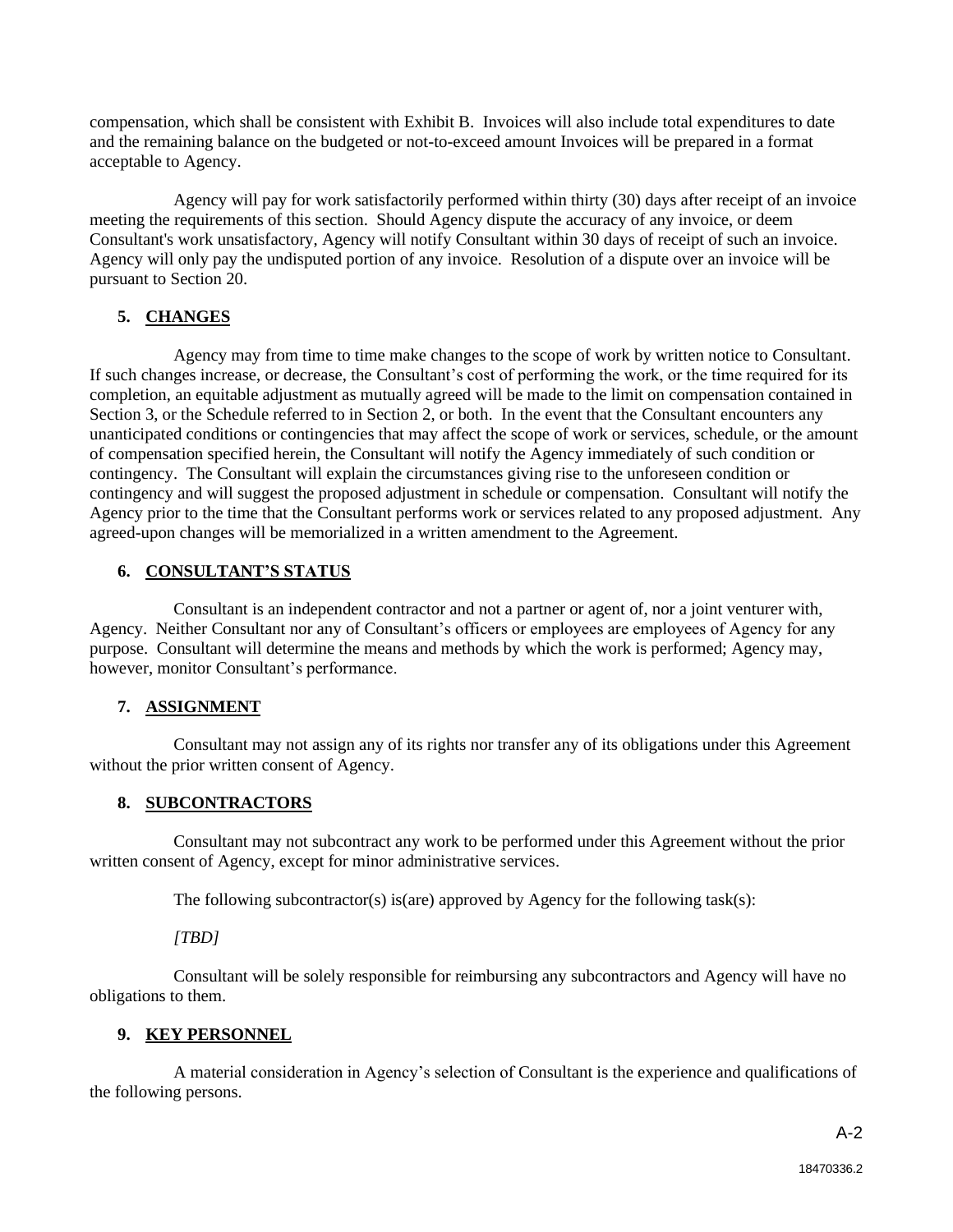compensation, which shall be consistent with Exhibit B. Invoices will also include total expenditures to date and the remaining balance on the budgeted or not-to-exceed amount Invoices will be prepared in a format acceptable to Agency.

Agency will pay for work satisfactorily performed within thirty (30) days after receipt of an invoice meeting the requirements of this section. Should Agency dispute the accuracy of any invoice, or deem Consultant's work unsatisfactory, Agency will notify Consultant within 30 days of receipt of such an invoice. Agency will only pay the undisputed portion of any invoice. Resolution of a dispute over an invoice will be pursuant to Section 20.

## 5. CHANGES

Agency may from time to time make changes to the scope of work by written notice to Consultant. If such changes increase, or decrease, the Consultant's cost of performing the work, or the time required for its completion, an equitable adjustment as mutually agreed will be made to the limit on compensation contained in Section 3, or the Schedule referred to in Section 2, or both. In the event that the Consultant encounters any unanticipated conditions or contingencies that may affect the scope of work or services, schedule, or the amount of compensation specified herein, the Consultant will notify the Agency immediately of such condition or contingency. The Consultant will explain the circumstances giving rise to the unforeseen condition or contingency and will suggest the proposed adjustment in schedule or compensation. Consultant will notify the Agency prior to the time that the Consultant performs work or services related to any proposed adjustment. Any agreed-upon changes will be memorialized in a written amendment to the Agreement.

## 6. CONSULTANT'S STATUS

Consultant is an independent contractor and not a partner or agent of, nor a joint venturer with, Agency. Neither Consultant nor any of Consultant's officers or employees are employees of Agency for any purpose. Consultant will determine the means and methods by which the work is performed; Agency may, however, monitor Consultant's performance.

## 7. ASSIGNMENT

Consultant may not assign any of its rights nor transfer any of its obligations under this Agreement without the prior written consent of Agency.

## 8. SUBCONTRACTORS

Consultant may not subcontract any work to be performed under this Agreement without the prior written consent of Agency, except for minor administrative services.

The following subcontractor(s) is(are) approved by Agency for the following task(s):

*[TBD]*

Consultant will be solely responsible for reimbursing any subcontractors and Agency will have no obligations to them.

## 9. KEY PERSONNEL

A material consideration in Agency's selection of Consultant is the experience and qualifications of the following persons.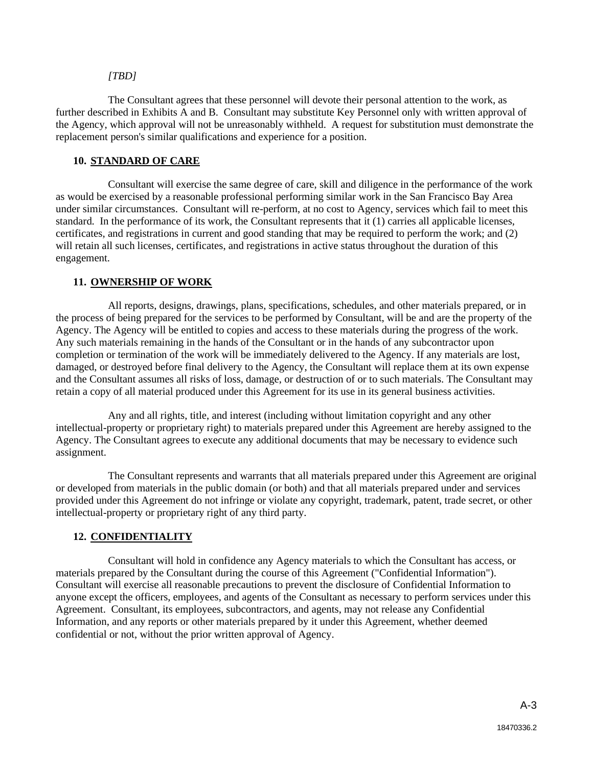*[TBD]*

The Consultant agrees that these personnel will devote their personal attention to the work, as further described in Exhibits A and B. Consultant may substitute Key Personnel only with written approval of the Agency, which approval will not be unreasonably withheld. A request for substitution must demonstrate the replacement person's similar qualifications and experience for a position.

## 10. STANDARD OF CARE

Consultant will exercise the same degree of care, skill and diligence in the performance of the work as would be exercised by a reasonable professional performing similar work in the San Francisco Bay Area under similar circumstances. Consultant will re-perform, at no cost to Agency, services which fail to meet this standard. In the performance of its work, the Consultant represents that it (1) carries all applicable licenses, certificates, and registrations in current and good standing that may be required to perform the work; and (2) will retain all such licenses, certificates, and registrations in active status throughout the duration of this engagement.

## 11. OWNERSHIP OF WORK

All reports, designs, drawings, plans, specifications, schedules, and other materials prepared, or in the process of being prepared for the services to be performed by Consultant, will be and are the property of the Agency. The Agency will be entitled to copies and access to these materials during the progress of the work. Any such materials remaining in the hands of the Consultant or in the hands of any subcontractor upon completion or termination of the work will be immediately delivered to the Agency. If any materials are lost, damaged, or destroyed before final delivery to the Agency, the Consultant will replace them at its own expense and the Consultant assumes all risks of loss, damage, or destruction of or to such materials. The Consultant may retain a copy of all material produced under this Agreement for its use in its general business activities.

Any and all rights, title, and interest (including without limitation copyright and any other intellectual-property or proprietary right) to materials prepared under this Agreement are hereby assigned to the Agency. The Consultant agrees to execute any additional documents that may be necessary to evidence such assignment.

The Consultant represents and warrants that all materials prepared under this Agreement are original or developed from materials in the public domain (or both) and that all materials prepared under and services provided under this Agreement do not infringe or violate any copyright, trademark, patent, trade secret, or other intellectual-property or proprietary right of any third party.

## 12. CONFIDENTIALITY

Consultant will hold in confidence any Agency materials to which the Consultant has access, or materials prepared by the Consultant during the course of this Agreement ("Confidential Information"). Consultant will exercise all reasonable precautions to prevent the disclosure of Confidential Information to anyone except the officers, employees, and agents of the Consultant as necessary to perform services under this Agreement. Consultant, its employees, subcontractors, and agents, may not release any Confidential Information, and any reports or other materials prepared by it under this Agreement, whether deemed confidential or not, without the prior written approval of Agency.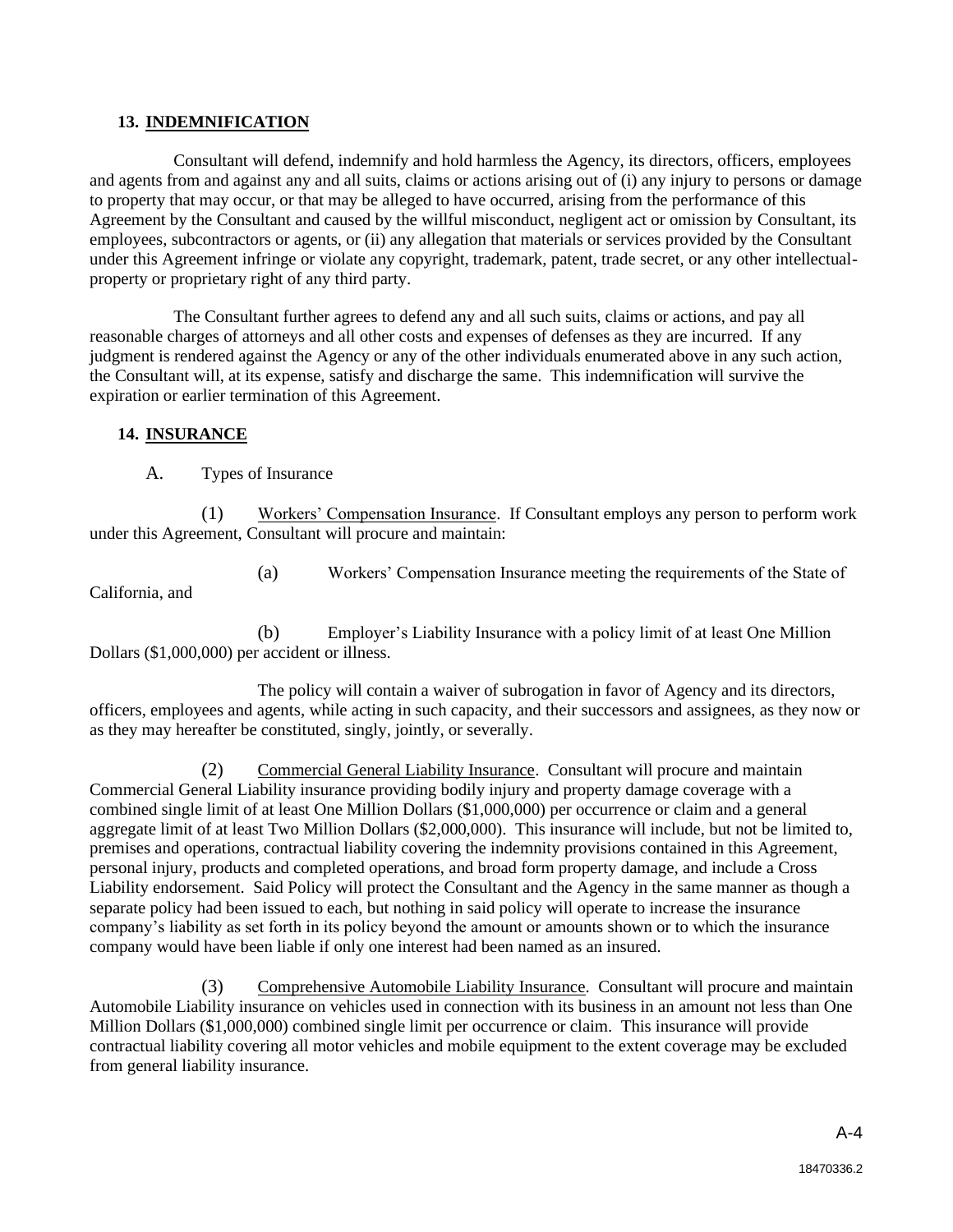## 13. INDEMNIFICATION

Consultant will defend, indemnify and hold harmless the Agency, its directors, officers, employees and agents from and against any and all suits, claims or actions arising out of (i) any injury to persons or damage to property that may occur, or that may be alleged to have occurred, arising from the performance of this Agreement by the Consultant and caused by the willful misconduct, negligent act or omission by Consultant, its employees, subcontractors or agents, or (ii) any allegation that materials or services provided by the Consultant under this Agreement infringe or violate any copyright, trademark, patent, trade secret, or any other intellectual-property or proprietary right of any third party.

The Consultant further agrees to defend any and all such suits, claims or actions, and pay all reasonable charges of attorneys and all other costs and expenses of defenses as they are incurred. If any judgment is rendered against the Agency or any of the other individuals enumerated above in any such action, the Consultant will, at its expense, satisfy and discharge the same. This indemnification will survive the expiration or earlier termination of this Agreement.

## 14. INSURANCE

A. Types of Insurance

(1) Workers' Compensation Insurance. If Consultant employs any person to perform work under this Agreement, Consultant will procure and maintain:

(a) Workers' Compensation Insurance meeting the requirements of the State of California, and

(b) Employer's Liability Insurance with a policy limit of at least One Million Dollars ($1,000,000) per accident or illness.

The policy will contain a waiver of subrogation in favor of Agency and its directors, officers, employees and agents, while acting in such capacity, and their successors and assignees, as they now or as they may hereafter be constituted, singly, jointly, or severally.

(2) Commercial General Liability Insurance. Consultant will procure and maintain Commercial General Liability insurance providing bodily injury and property damage coverage with a combined single limit of at least One Million Dollars ($1,000,000) per occurrence or claim and a general aggregate limit of at least Two Million Dollars ($2,000,000). This insurance will include, but not be limited to, premises and operations, contractual liability covering the indemnity provisions contained in this Agreement, personal injury, products and completed operations, and broad form property damage, and include a Cross Liability endorsement. Said Policy will protect the Consultant and the Agency in the same manner as though a separate policy had been issued to each, but nothing in said policy will operate to increase the insurance company's liability as set forth in its policy beyond the amount or amounts shown or to which the insurance company would have been liable if only one interest had been named as an insured.

(3) Comprehensive Automobile Liability Insurance. Consultant will procure and maintain Automobile Liability insurance on vehicles used in connection with its business in an amount not less than One Million Dollars ($1,000,000) combined single limit per occurrence or claim. This insurance will provide contractual liability covering all motor vehicles and mobile equipment to the extent coverage may be excluded from general liability insurance.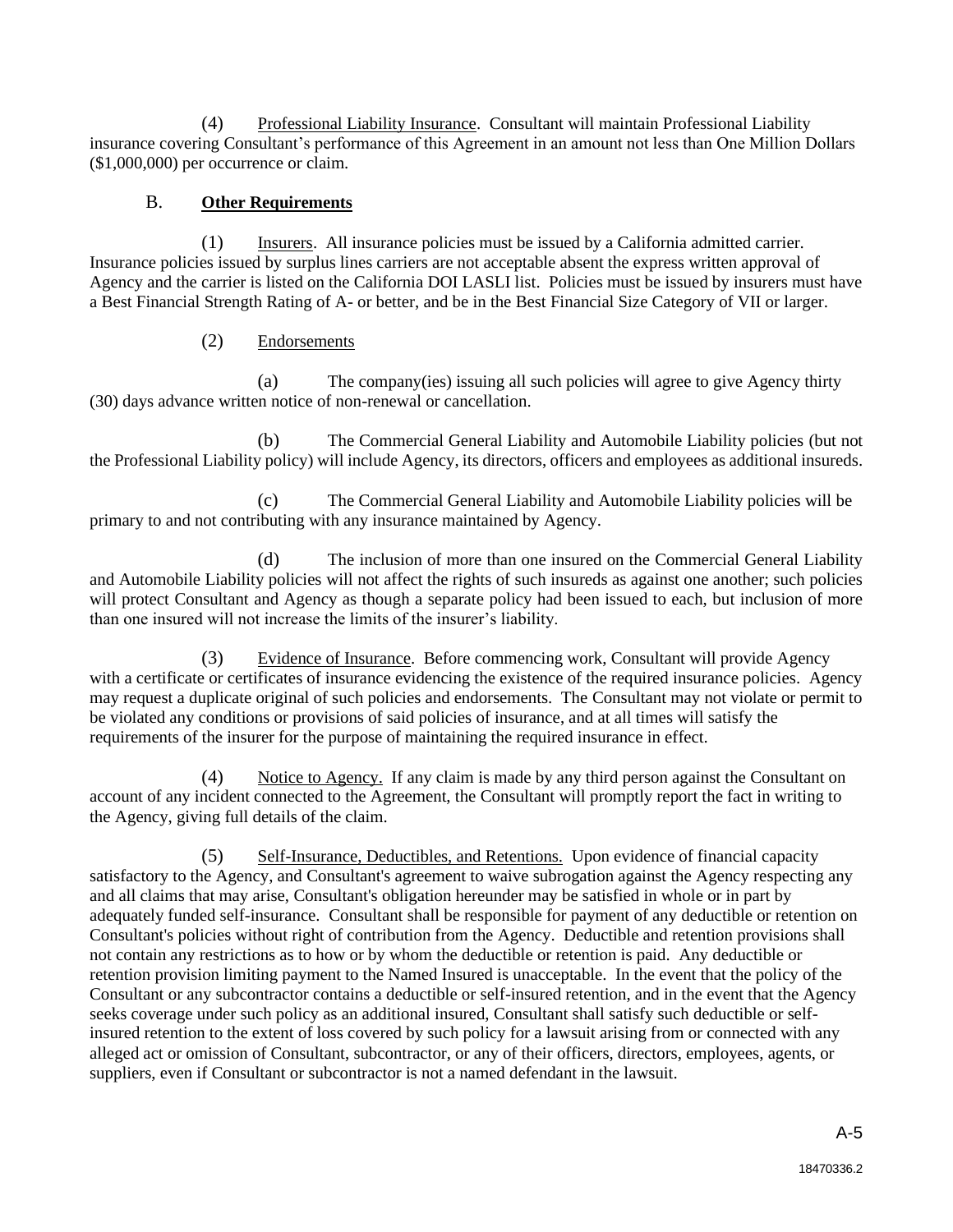(4) Professional Liability Insurance. Consultant will maintain Professional Liability insurance covering Consultant's performance of this Agreement in an amount not less than One Million Dollars ($1,000,000) per occurrence or claim.

B. **Other Requirements**

(1) Insurers. All insurance policies must be issued by a California admitted carrier. Insurance policies issued by surplus lines carriers are not acceptable absent the express written approval of Agency and the carrier is listed on the California DOI LASLI list. Policies must be issued by insurers must have a Best Financial Strength Rating of A- or better, and be in the Best Financial Size Category of VII or larger.

(2) Endorsements

(a) The company(ies) issuing all such policies will agree to give Agency thirty (30) days advance written notice of non-renewal or cancellation.

(b) The Commercial General Liability and Automobile Liability policies (but not the Professional Liability policy) will include Agency, its directors, officers and employees as additional insureds.

(c) The Commercial General Liability and Automobile Liability policies will be primary to and not contributing with any insurance maintained by Agency.

(d) The inclusion of more than one insured on the Commercial General Liability and Automobile Liability policies will not affect the rights of such insureds as against one another; such policies will protect Consultant and Agency as though a separate policy had been issued to each, but inclusion of more than one insured will not increase the limits of the insurer's liability.

(3) Evidence of Insurance. Before commencing work, Consultant will provide Agency with a certificate or certificates of insurance evidencing the existence of the required insurance policies. Agency may request a duplicate original of such policies and endorsements. The Consultant may not violate or permit to be violated any conditions or provisions of said policies of insurance, and at all times will satisfy the requirements of the insurer for the purpose of maintaining the required insurance in effect.

(4) Notice to Agency. If any claim is made by any third person against the Consultant on account of any incident connected to the Agreement, the Consultant will promptly report the fact in writing to the Agency, giving full details of the claim.

(5) Self-Insurance, Deductibles, and Retentions. Upon evidence of financial capacity satisfactory to the Agency, and Consultant's agreement to waive subrogation against the Agency respecting any and all claims that may arise, Consultant's obligation hereunder may be satisfied in whole or in part by adequately funded self-insurance. Consultant shall be responsible for payment of any deductible or retention on Consultant's policies without right of contribution from the Agency. Deductible and retention provisions shall not contain any restrictions as to how or by whom the deductible or retention is paid. Any deductible or retention provision limiting payment to the Named Insured is unacceptable. In the event that the policy of the Consultant or any subcontractor contains a deductible or self-insured retention, and in the event that the Agency seeks coverage under such policy as an additional insured, Consultant shall satisfy such deductible or self-insured retention to the extent of loss covered by such policy for a lawsuit arising from or connected with any alleged act or omission of Consultant, subcontractor, or any of their officers, directors, employees, agents, or suppliers, even if Consultant or subcontractor is not a named defendant in the lawsuit.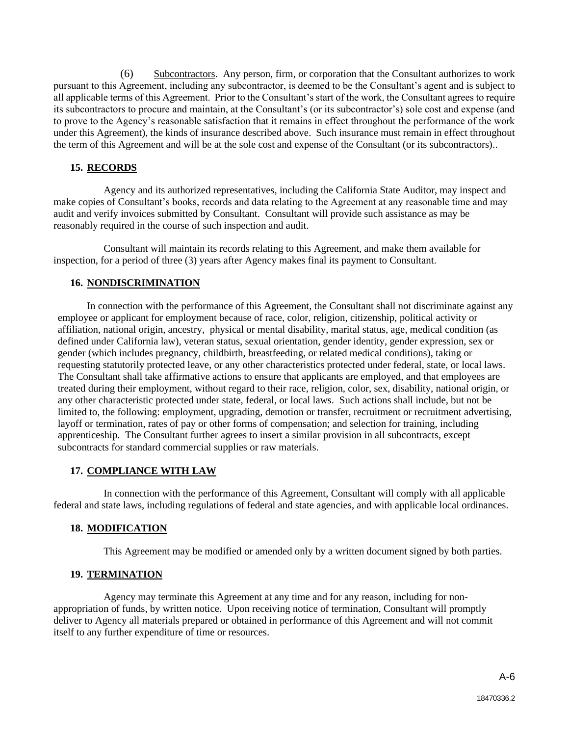(6) Subcontractors. Any person, firm, or corporation that the Consultant authorizes to work pursuant to this Agreement, including any subcontractor, is deemed to be the Consultant's agent and is subject to all applicable terms of this Agreement. Prior to the Consultant's start of the work, the Consultant agrees to require its subcontractors to procure and maintain, at the Consultant's (or its subcontractor's) sole cost and expense (and to prove to the Agency's reasonable satisfaction that it remains in effect throughout the performance of the work under this Agreement), the kinds of insurance described above. Such insurance must remain in effect throughout the term of this Agreement and will be at the sole cost and expense of the Consultant (or its subcontractors)..

## 15. RECORDS

Agency and its authorized representatives, including the California State Auditor, may inspect and make copies of Consultant's books, records and data relating to the Agreement at any reasonable time and may audit and verify invoices submitted by Consultant. Consultant will provide such assistance as may be reasonably required in the course of such inspection and audit.

Consultant will maintain its records relating to this Agreement, and make them available for inspection, for a period of three (3) years after Agency makes final its payment to Consultant.

## 16. NONDISCRIMINATION

In connection with the performance of this Agreement, the Consultant shall not discriminate against any employee or applicant for employment because of race, color, religion, citizenship, political activity or affiliation, national origin, ancestry, physical or mental disability, marital status, age, medical condition (as defined under California law), veteran status, sexual orientation, gender identity, gender expression, sex or gender (which includes pregnancy, childbirth, breastfeeding, or related medical conditions), taking or requesting statutorily protected leave, or any other characteristics protected under federal, state, or local laws. The Consultant shall take affirmative actions to ensure that applicants are employed, and that employees are treated during their employment, without regard to their race, religion, color, sex, disability, national origin, or any other characteristic protected under state, federal, or local laws. Such actions shall include, but not be limited to, the following: employment, upgrading, demotion or transfer, recruitment or recruitment advertising, layoff or termination, rates of pay or other forms of compensation; and selection for training, including apprenticeship. The Consultant further agrees to insert a similar provision in all subcontracts, except subcontracts for standard commercial supplies or raw materials.

## 17. COMPLIANCE WITH LAW

In connection with the performance of this Agreement, Consultant will comply with all applicable federal and state laws, including regulations of federal and state agencies, and with applicable local ordinances.

## 18. MODIFICATION

This Agreement may be modified or amended only by a written document signed by both parties.

## 19. TERMINATION

Agency may terminate this Agreement at any time and for any reason, including for non-appropriation of funds, by written notice. Upon receiving notice of termination, Consultant will promptly deliver to Agency all materials prepared or obtained in performance of this Agreement and will not commit itself to any further expenditure of time or resources.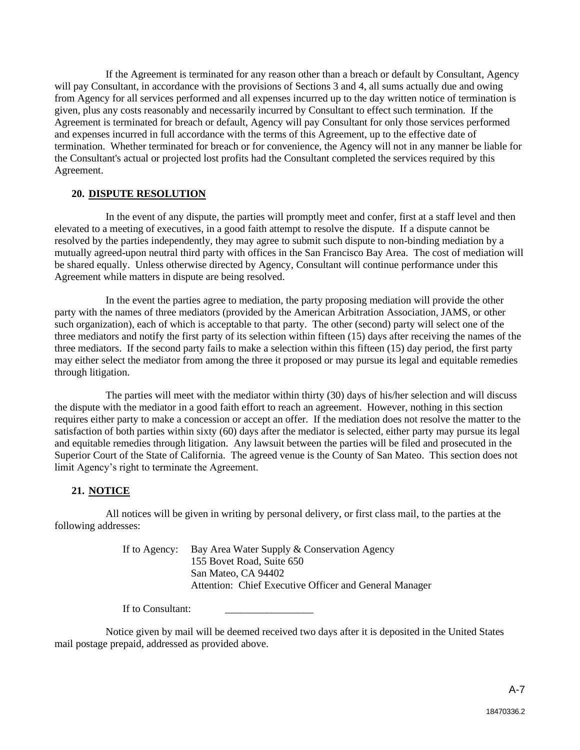If the Agreement is terminated for any reason other than a breach or default by Consultant, Agency will pay Consultant, in accordance with the provisions of Sections 3 and 4, all sums actually due and owing from Agency for all services performed and all expenses incurred up to the day written notice of termination is given, plus any costs reasonably and necessarily incurred by Consultant to effect such termination. If the Agreement is terminated for breach or default, Agency will pay Consultant for only those services performed and expenses incurred in full accordance with the terms of this Agreement, up to the effective date of termination. Whether terminated for breach or for convenience, the Agency will not in any manner be liable for the Consultant's actual or projected lost profits had the Consultant completed the services required by this Agreement.

## 20. DISPUTE RESOLUTION

In the event of any dispute, the parties will promptly meet and confer, first at a staff level and then elevated to a meeting of executives, in a good faith attempt to resolve the dispute. If a dispute cannot be resolved by the parties independently, they may agree to submit such dispute to non-binding mediation by a mutually agreed-upon neutral third party with offices in the San Francisco Bay Area. The cost of mediation will be shared equally. Unless otherwise directed by Agency, Consultant will continue performance under this Agreement while matters in dispute are being resolved.

In the event the parties agree to mediation, the party proposing mediation will provide the other party with the names of three mediators (provided by the American Arbitration Association, JAMS, or other such organization), each of which is acceptable to that party. The other (second) party will select one of the three mediators and notify the first party of its selection within fifteen (15) days after receiving the names of the three mediators. If the second party fails to make a selection within this fifteen (15) day period, the first party may either select the mediator from among the three it proposed or may pursue its legal and equitable remedies through litigation.

The parties will meet with the mediator within thirty (30) days of his/her selection and will discuss the dispute with the mediator in a good faith effort to reach an agreement. However, nothing in this section requires either party to make a concession or accept an offer. If the mediation does not resolve the matter to the satisfaction of both parties within sixty (60) days after the mediator is selected, either party may pursue its legal and equitable remedies through litigation. Any lawsuit between the parties will be filed and prosecuted in the Superior Court of the State of California. The agreed venue is the County of San Mateo. This section does not limit Agency's right to terminate the Agreement.

## 21. NOTICE

All notices will be given in writing by personal delivery, or first class mail, to the parties at the following addresses:

If to Agency: Bay Area Water Supply & Conservation Agency
155 Bovet Road, Suite 650
San Mateo, CA 94402
Attention: Chief Executive Officer and General Manager

If to Consultant: _________________

Notice given by mail will be deemed received two days after it is deposited in the United States mail postage prepaid, addressed as provided above.

A-7

18470336.2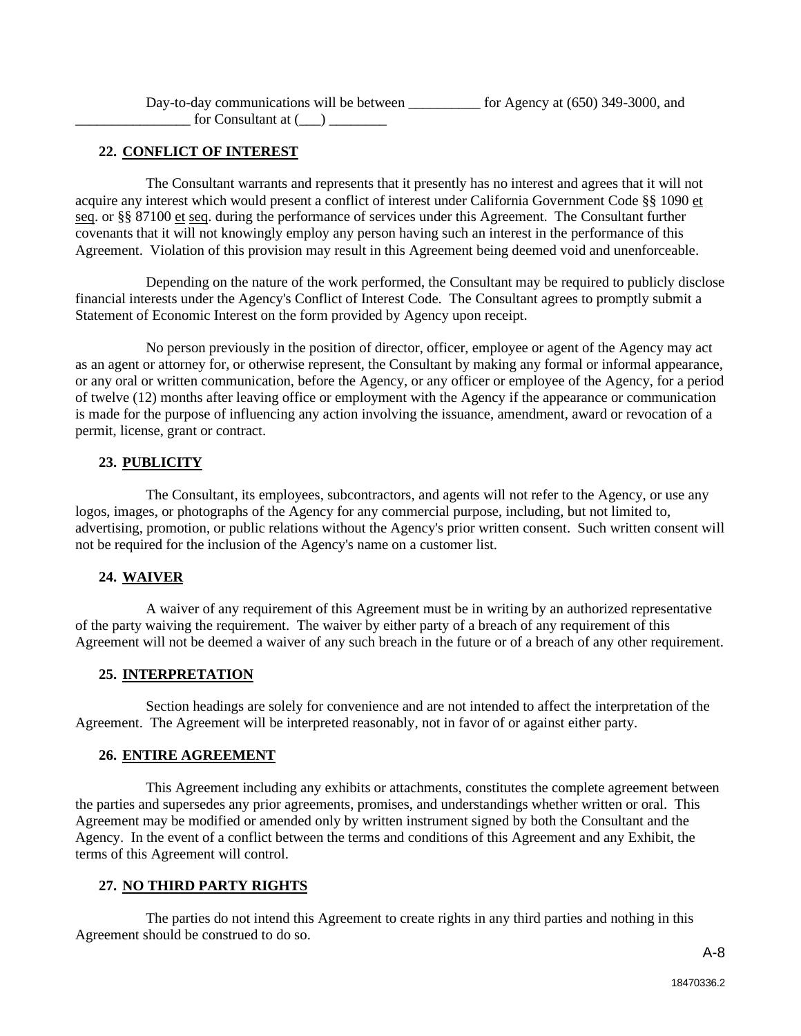Day-to-day communications will be between __________ for Agency at (650) 349-3000, and ________________ for Consultant at (___) ________

**22. CONFLICT OF INTEREST**

The Consultant warrants and represents that it presently has no interest and agrees that it will not acquire any interest which would present a conflict of interest under California Government Code §§ 1090 et seq. or §§ 87100 et seq. during the performance of services under this Agreement. The Consultant further covenants that it will not knowingly employ any person having such an interest in the performance of this Agreement. Violation of this provision may result in this Agreement being deemed void and unenforceable.

Depending on the nature of the work performed, the Consultant may be required to publicly disclose financial interests under the Agency's Conflict of Interest Code. The Consultant agrees to promptly submit a Statement of Economic Interest on the form provided by Agency upon receipt.

No person previously in the position of director, officer, employee or agent of the Agency may act as an agent or attorney for, or otherwise represent, the Consultant by making any formal or informal appearance, or any oral or written communication, before the Agency, or any officer or employee of the Agency, for a period of twelve (12) months after leaving office or employment with the Agency if the appearance or communication is made for the purpose of influencing any action involving the issuance, amendment, award or revocation of a permit, license, grant or contract.

**23. PUBLICITY**

The Consultant, its employees, subcontractors, and agents will not refer to the Agency, or use any logos, images, or photographs of the Agency for any commercial purpose, including, but not limited to, advertising, promotion, or public relations without the Agency's prior written consent. Such written consent will not be required for the inclusion of the Agency's name on a customer list.

**24. WAIVER**

A waiver of any requirement of this Agreement must be in writing by an authorized representative of the party waiving the requirement. The waiver by either party of a breach of any requirement of this Agreement will not be deemed a waiver of any such breach in the future or of a breach of any other requirement.

**25. INTERPRETATION**

Section headings are solely for convenience and are not intended to affect the interpretation of the Agreement. The Agreement will be interpreted reasonably, not in favor of or against either party.

**26. ENTIRE AGREEMENT**

This Agreement including any exhibits or attachments, constitutes the complete agreement between the parties and supersedes any prior agreements, promises, and understandings whether written or oral. This Agreement may be modified or amended only by written instrument signed by both the Consultant and the Agency. In the event of a conflict between the terms and conditions of this Agreement and any Exhibit, the terms of this Agreement will control.

**27. NO THIRD PARTY RIGHTS**

The parties do not intend this Agreement to create rights in any third parties and nothing in this Agreement should be construed to do so.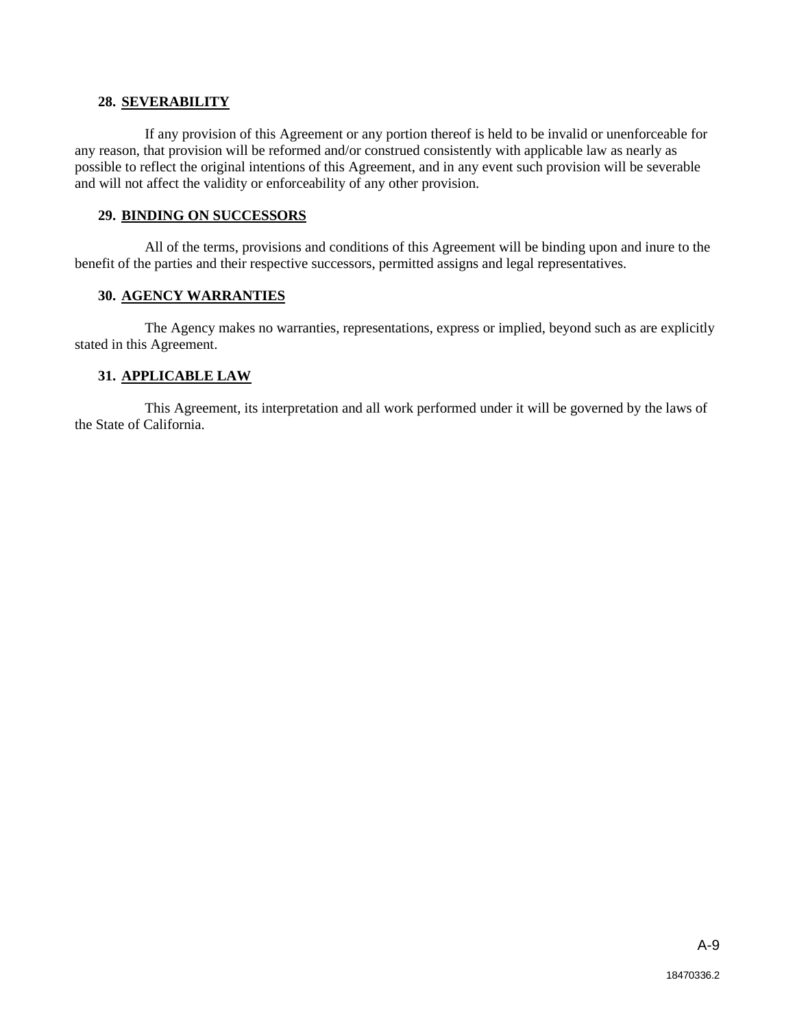## 28. SEVERABILITY

If any provision of this Agreement or any portion thereof is held to be invalid or unenforceable for any reason, that provision will be reformed and/or construed consistently with applicable law as nearly as possible to reflect the original intentions of this Agreement, and in any event such provision will be severable and will not affect the validity or enforceability of any other provision.

## 29. BINDING ON SUCCESSORS

All of the terms, provisions and conditions of this Agreement will be binding upon and inure to the benefit of the parties and their respective successors, permitted assigns and legal representatives.

## 30. AGENCY WARRANTIES

The Agency makes no warranties, representations, express or implied, beyond such as are explicitly stated in this Agreement.

## 31. APPLICABLE LAW

This Agreement, its interpretation and all work performed under it will be governed by the laws of the State of California.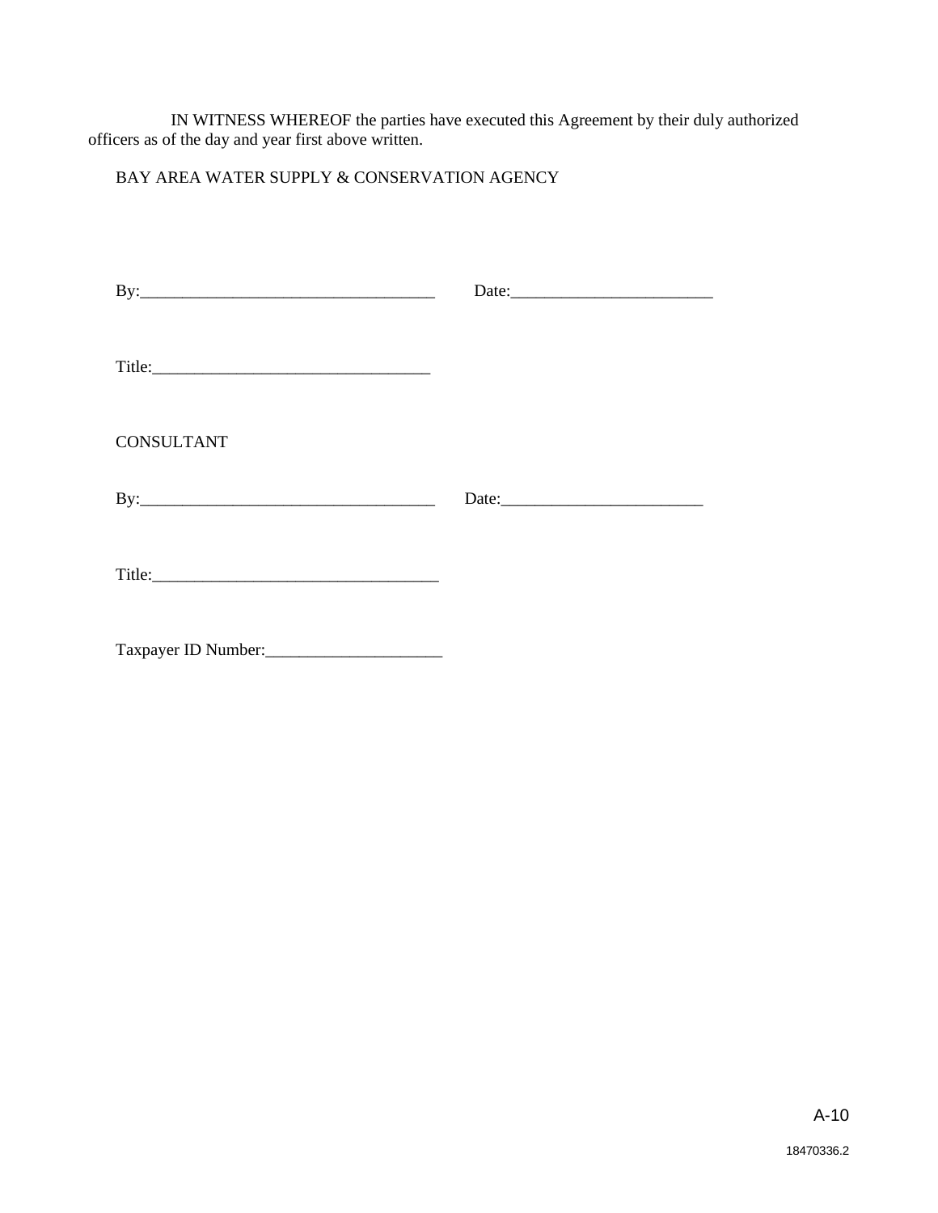IN WITNESS WHEREOF the parties have executed this Agreement by their duly authorized officers as of the day and year first above written.

BAY AREA WATER SUPPLY & CONSERVATION AGENCY

By:___________________________________ Date:________________________

Title:_________________________________

CONSULTANT

By:___________________________________ Date:________________________

Title:__________________________________

Taxpayer ID Number:_____________________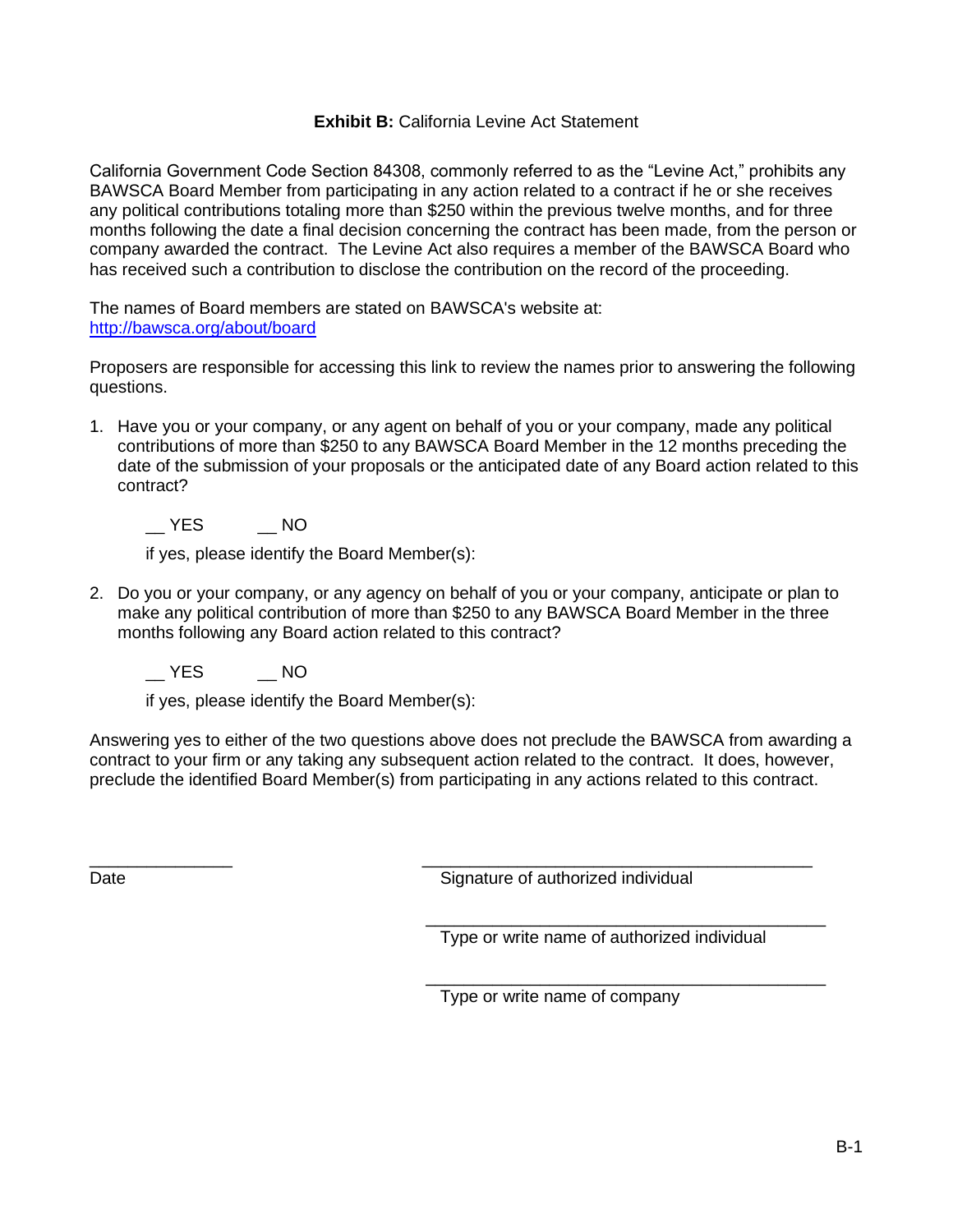**Exhibit B:** California Levine Act Statement

California Government Code Section 84308, commonly referred to as the "Levine Act," prohibits any BAWSCA Board Member from participating in any action related to a contract if he or she receives any political contributions totaling more than $250 within the previous twelve months, and for three months following the date a final decision concerning the contract has been made, from the person or company awarded the contract. The Levine Act also requires a member of the BAWSCA Board who has received such a contribution to disclose the contribution on the record of the proceeding.

The names of Board members are stated on BAWSCA's website at: [http://bawsca.org/about/board](http://bawsca.org/about/board)

Proposers are responsible for accessing this link to review the names prior to answering the following questions.

1. Have you or your company, or any agent on behalf of you or your company, made any political contributions of more than $250 to any BAWSCA Board Member in the 12 months preceding the date of the submission of your proposals or the anticipated date of any Board action related to this contract?

   __ YES __ NO

   if yes, please identify the Board Member(s):

2. Do you or your company, or any agency on behalf of you or your company, anticipate or plan to make any political contribution of more than $250 to any BAWSCA Board Member in the three months following any Board action related to this contract?

   __ YES __ NO

   if yes, please identify the Board Member(s):

Answering yes to either of the two questions above does not preclude the BAWSCA from awarding a contract to your firm or any taking any subsequent action related to the contract. It does, however, preclude the identified Board Member(s) from participating in any actions related to this contract.

_______________ Date

__________________________________________ Signature of authorized individual

__________________________________________ Type or write name of authorized individual

__________________________________________ Type or write name of company